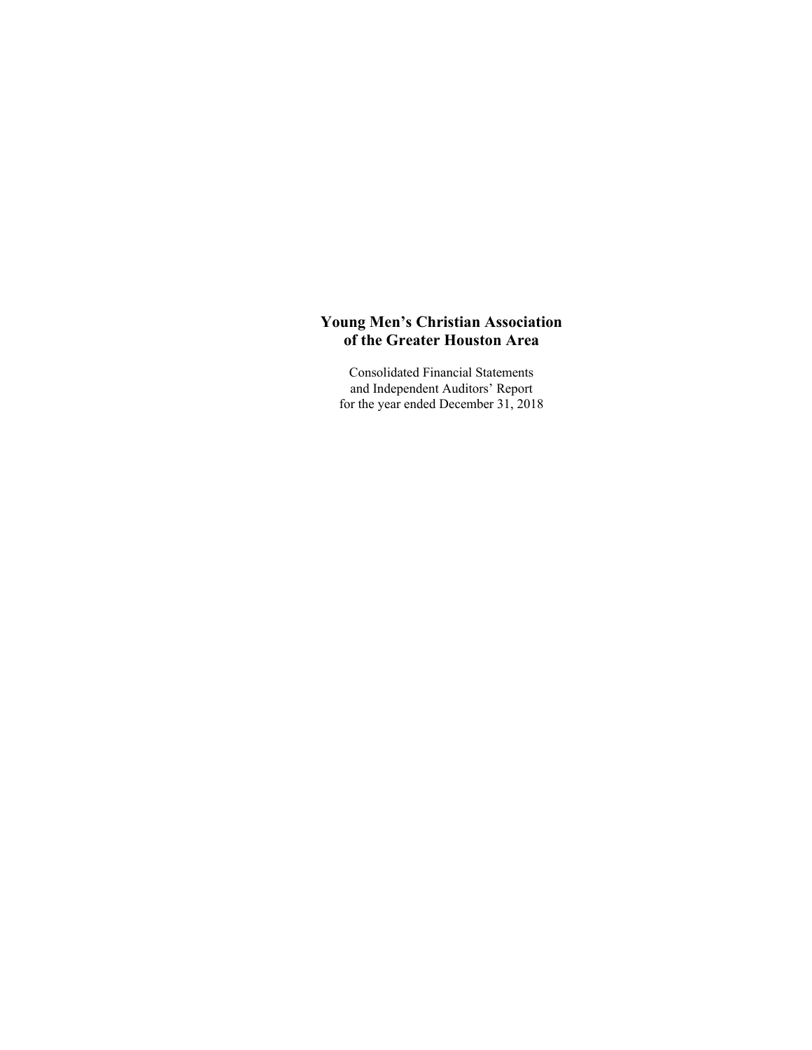# Young Men's Christian Association of the Greater Houston Area

Consolidated Financial Statements
and Independent Auditors' Report
for the year ended December 31, 2018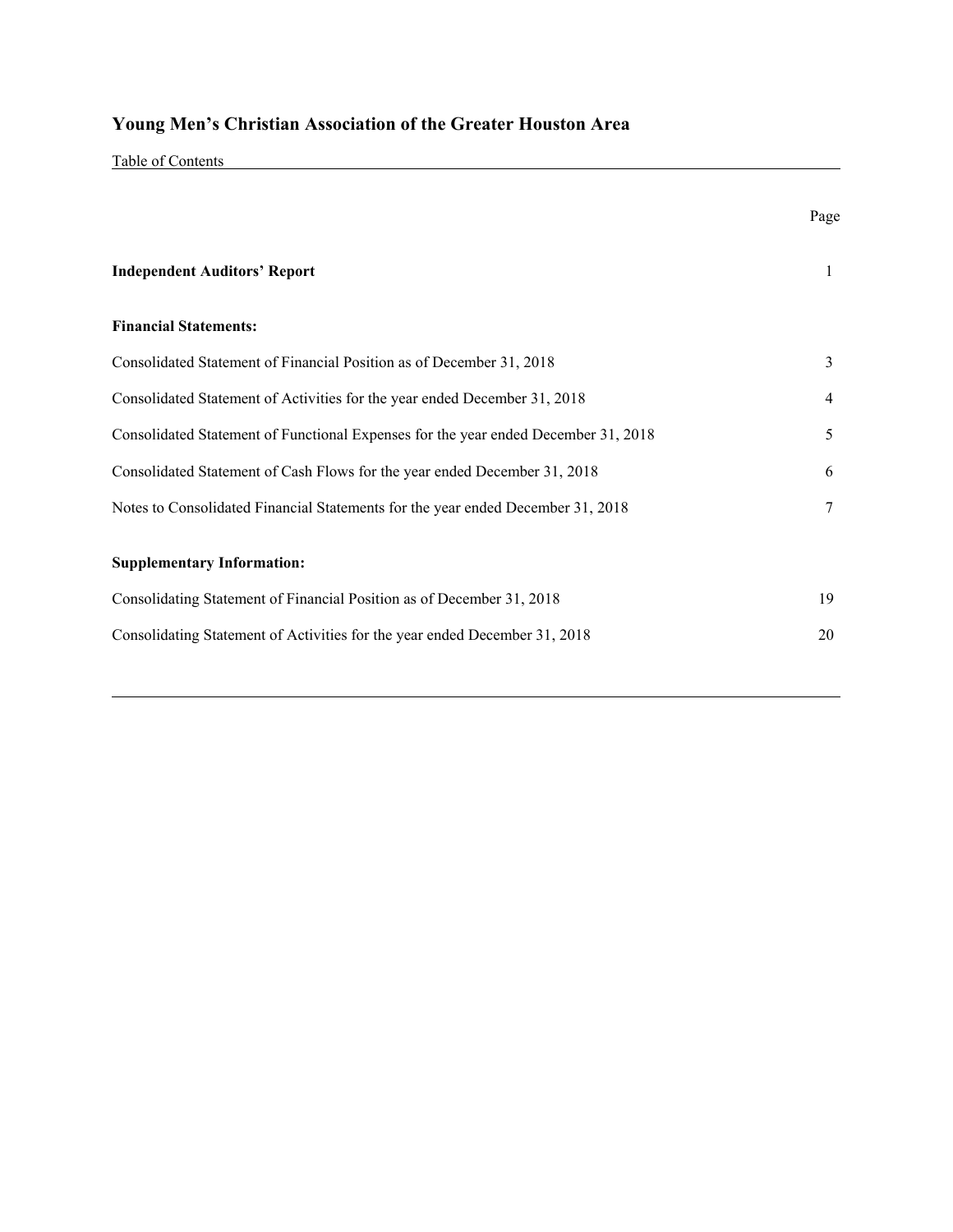# Young Men's Christian Association of the Greater Houston Area

Table of Contents

| | Page |
|---|---|
| **Independent Auditors' Report** | 1 |
| **Financial Statements:** | |
| Consolidated Statement of Financial Position as of December 31, 2018 | 3 |
| Consolidated Statement of Activities for the year ended December 31, 2018 | 4 |
| Consolidated Statement of Functional Expenses for the year ended December 31, 2018 | 5 |
| Consolidated Statement of Cash Flows for the year ended December 31, 2018 | 6 |
| Notes to Consolidated Financial Statements for the year ended December 31, 2018 | 7 |
| **Supplementary Information:** | |
| Consolidating Statement of Financial Position as of December 31, 2018 | 19 |
| Consolidating Statement of Activities for the year ended December 31, 2018 | 20 |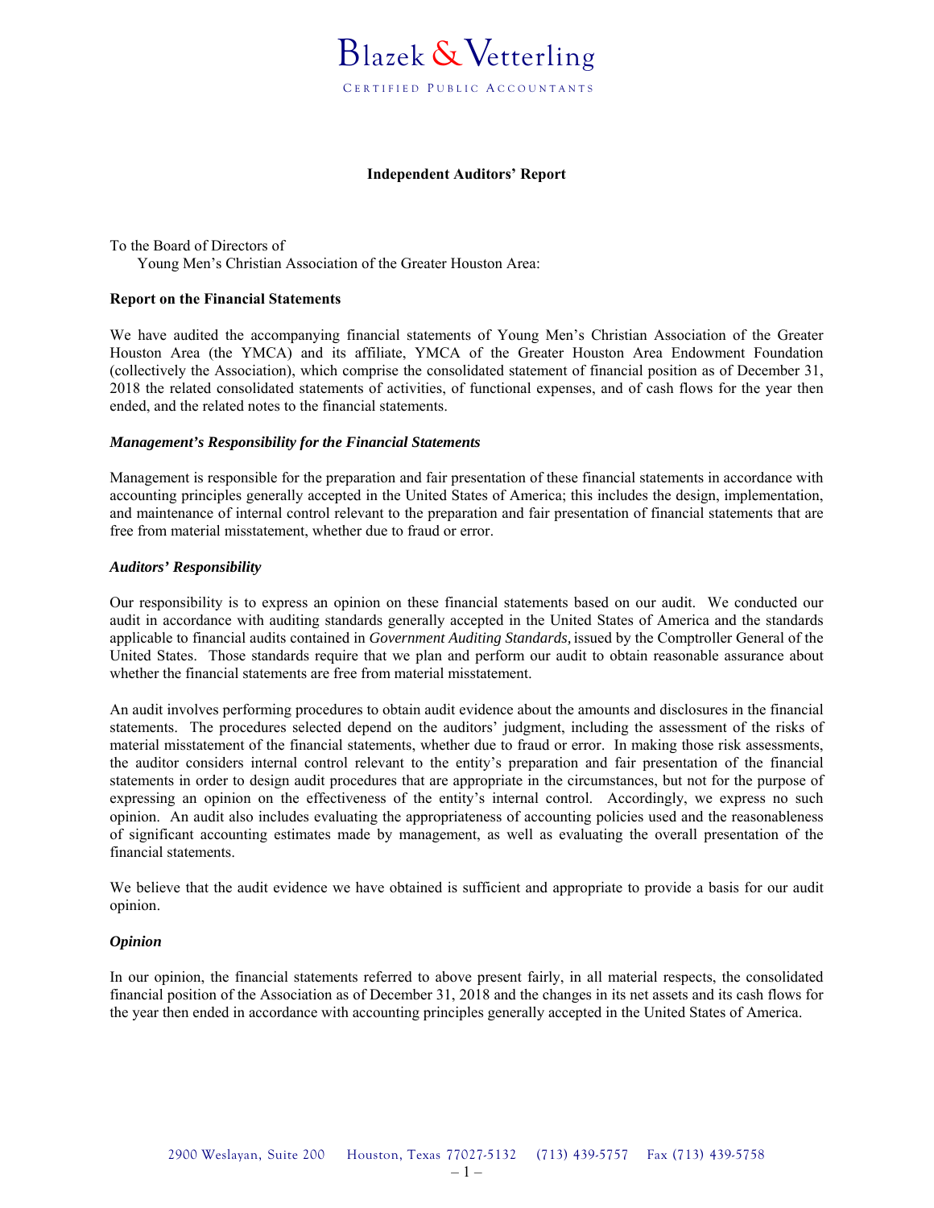# Blazek & Vetterling

CERTIFIED PUBLIC ACCOUNTANTS

## Independent Auditors' Report

To the Board of Directors of
Young Men's Christian Association of the Greater Houston Area:

### Report on the Financial Statements

We have audited the accompanying financial statements of Young Men's Christian Association of the Greater Houston Area (the YMCA) and its affiliate, YMCA of the Greater Houston Area Endowment Foundation (collectively the Association), which comprise the consolidated statement of financial position as of December 31, 2018 the related consolidated statements of activities, of functional expenses, and of cash flows for the year then ended, and the related notes to the financial statements.

***Management's Responsibility for the Financial Statements***

Management is responsible for the preparation and fair presentation of these financial statements in accordance with accounting principles generally accepted in the United States of America; this includes the design, implementation, and maintenance of internal control relevant to the preparation and fair presentation of financial statements that are free from material misstatement, whether due to fraud or error.

***Auditors' Responsibility***

Our responsibility is to express an opinion on these financial statements based on our audit. We conducted our audit in accordance with auditing standards generally accepted in the United States of America and the standards applicable to financial audits contained in *Government Auditing Standards,* issued by the Comptroller General of the United States. Those standards require that we plan and perform our audit to obtain reasonable assurance about whether the financial statements are free from material misstatement.

An audit involves performing procedures to obtain audit evidence about the amounts and disclosures in the financial statements. The procedures selected depend on the auditors' judgment, including the assessment of the risks of material misstatement of the financial statements, whether due to fraud or error. In making those risk assessments, the auditor considers internal control relevant to the entity's preparation and fair presentation of the financial statements in order to design audit procedures that are appropriate in the circumstances, but not for the purpose of expressing an opinion on the effectiveness of the entity's internal control. Accordingly, we express no such opinion. An audit also includes evaluating the appropriateness of accounting policies used and the reasonableness of significant accounting estimates made by management, as well as evaluating the overall presentation of the financial statements.

We believe that the audit evidence we have obtained is sufficient and appropriate to provide a basis for our audit opinion.

***Opinion***

In our opinion, the financial statements referred to above present fairly, in all material respects, the consolidated financial position of the Association as of December 31, 2018 and the changes in its net assets and its cash flows for the year then ended in accordance with accounting principles generally accepted in the United States of America.

2900 Weslayan, Suite 200 Houston, Texas 77027-5132 (713) 439-5757 Fax (713) 439-5758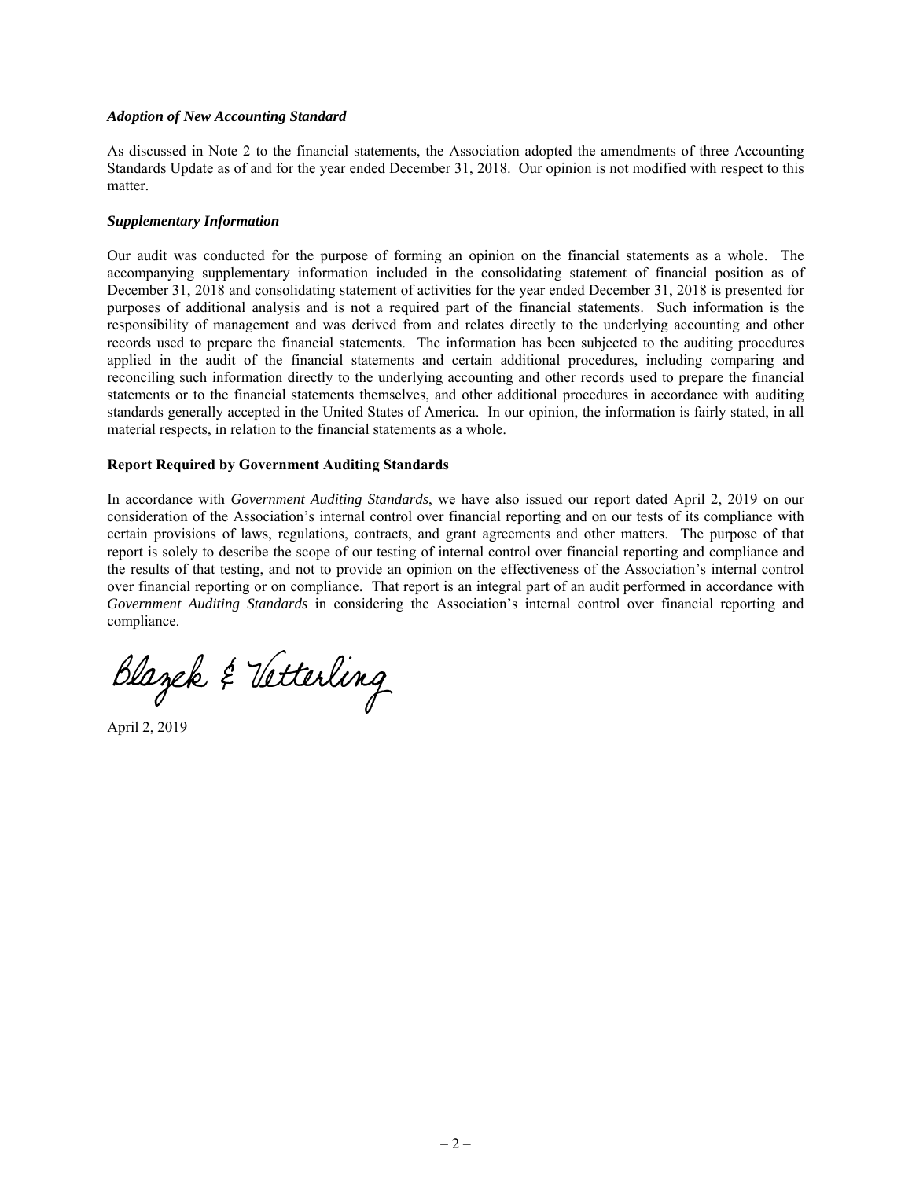***Adoption of New Accounting Standard***

As discussed in Note 2 to the financial statements, the Association adopted the amendments of three Accounting Standards Update as of and for the year ended December 31, 2018. Our opinion is not modified with respect to this matter.

***Supplementary Information***

Our audit was conducted for the purpose of forming an opinion on the financial statements as a whole. The accompanying supplementary information included in the consolidating statement of financial position as of December 31, 2018 and consolidating statement of activities for the year ended December 31, 2018 is presented for purposes of additional analysis and is not a required part of the financial statements. Such information is the responsibility of management and was derived from and relates directly to the underlying accounting and other records used to prepare the financial statements. The information has been subjected to the auditing procedures applied in the audit of the financial statements and certain additional procedures, including comparing and reconciling such information directly to the underlying accounting and other records used to prepare the financial statements or to the financial statements themselves, and other additional procedures in accordance with auditing standards generally accepted in the United States of America. In our opinion, the information is fairly stated, in all material respects, in relation to the financial statements as a whole.

**Report Required by Government Auditing Standards**

In accordance with *Government Auditing Standards*, we have also issued our report dated April 2, 2019 on our consideration of the Association's internal control over financial reporting and on our tests of its compliance with certain provisions of laws, regulations, contracts, and grant agreements and other matters. The purpose of that report is solely to describe the scope of our testing of internal control over financial reporting and compliance and the results of that testing, and not to provide an opinion on the effectiveness of the Association's internal control over financial reporting or on compliance. That report is an integral part of an audit performed in accordance with *Government Auditing Standards* in considering the Association's internal control over financial reporting and compliance.

Blazek & Vetterling

April 2, 2019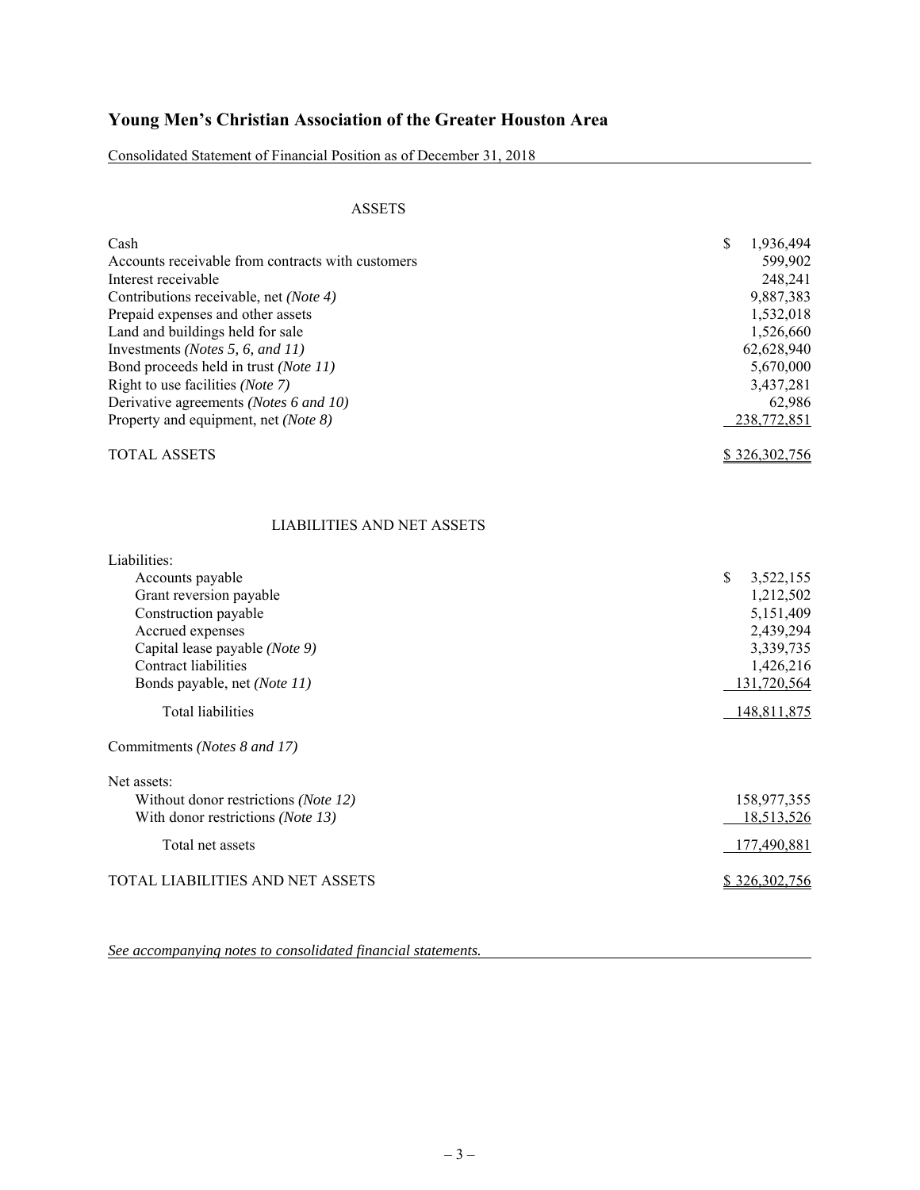# Young Men's Christian Association of the Greater Houston Area

Consolidated Statement of Financial Position as of December 31, 2018

## ASSETS

| | |
|---|---|
| Cash | $ 1,936,494 |
| Accounts receivable from contracts with customers | 599,902 |
| Interest receivable | 248,241 |
| Contributions receivable, net *(Note 4)* | 9,887,383 |
| Prepaid expenses and other assets | 1,532,018 |
| Land and buildings held for sale | 1,526,660 |
| Investments *(Notes 5, 6, and 11)* | 62,628,940 |
| Bond proceeds held in trust *(Note 11)* | 5,670,000 |
| Right to use facilities *(Note 7)* | 3,437,281 |
| Derivative agreements *(Notes 6 and 10)* | 62,986 |
| Property and equipment, net *(Note 8)* | 238,772,851 |
| TOTAL ASSETS | $ 326,302,756 |

## LIABILITIES AND NET ASSETS

| | |
|---|---|
| Liabilities: | |
| Accounts payable | $ 3,522,155 |
| Grant reversion payable | 1,212,502 |
| Construction payable | 5,151,409 |
| Accrued expenses | 2,439,294 |
| Capital lease payable *(Note 9)* | 3,339,735 |
| Contract liabilities | 1,426,216 |
| Bonds payable, net *(Note 11)* | 131,720,564 |
| Total liabilities | 148,811,875 |
| Commitments *(Notes 8 and 17)* | |
| Net assets: | |
| Without donor restrictions *(Note 12)* | 158,977,355 |
| With donor restrictions *(Note 13)* | 18,513,526 |
| Total net assets | 177,490,881 |
| TOTAL LIABILITIES AND NET ASSETS | $ 326,302,756 |

*See accompanying notes to consolidated financial statements.*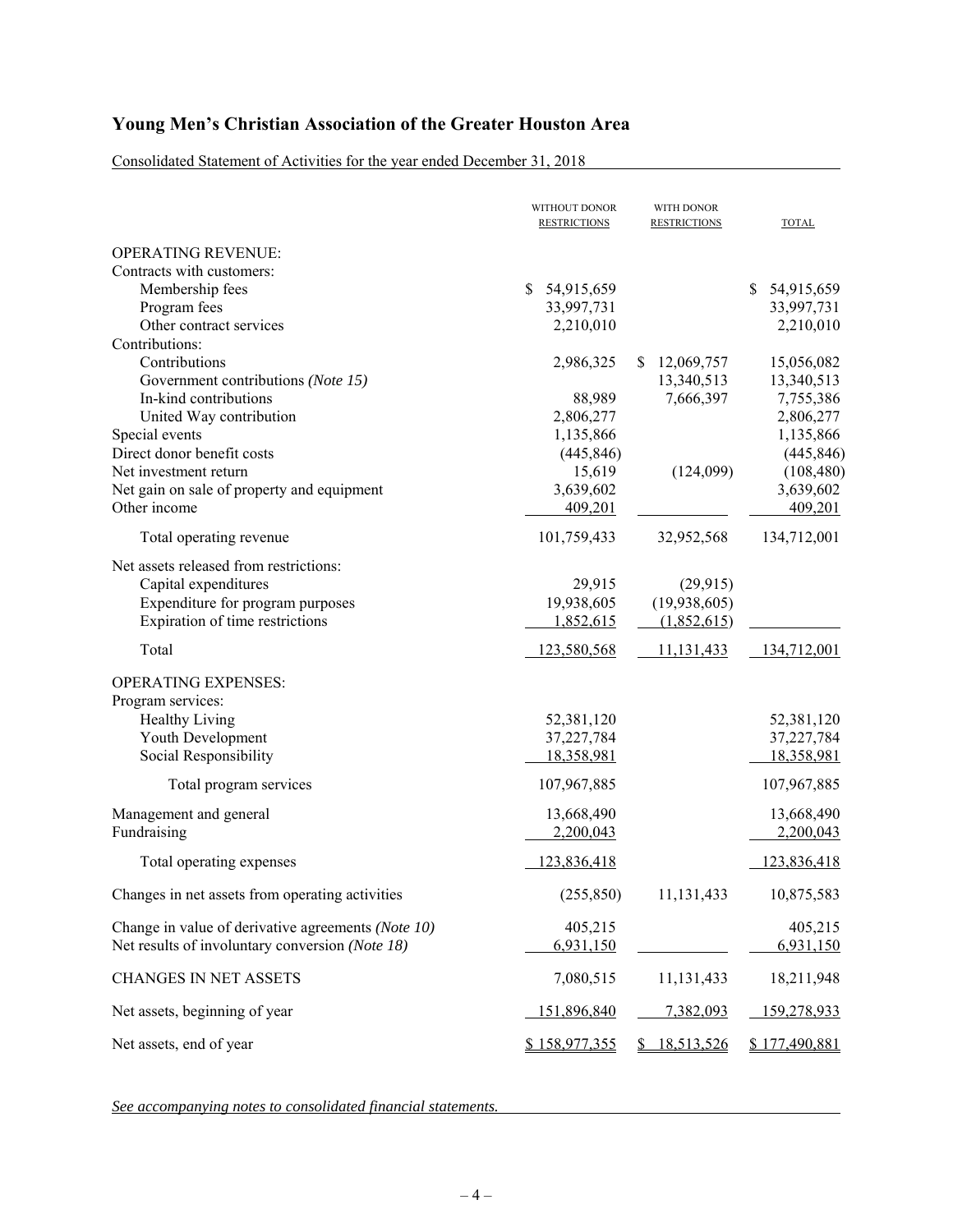# Young Men's Christian Association of the Greater Houston Area

Consolidated Statement of Activities for the year ended December 31, 2018

| | WITHOUT DONOR RESTRICTIONS | WITH DONOR RESTRICTIONS | TOTAL |
|---|---|---|---|
| OPERATING REVENUE: | | | |
| Contracts with customers: | | | |
| Membership fees | $ 54,915,659 | | $ 54,915,659 |
| Program fees | 33,997,731 | | 33,997,731 |
| Other contract services | 2,210,010 | | 2,210,010 |
| Contributions: | | | |
| Contributions | 2,986,325 | $ 12,069,757 | 15,056,082 |
| Government contributions *(Note 15)* | | 13,340,513 | 13,340,513 |
| In-kind contributions | 88,989 | 7,666,397 | 7,755,386 |
| United Way contribution | 2,806,277 | | 2,806,277 |
| Special events | 1,135,866 | | 1,135,866 |
| Direct donor benefit costs | (445,846) | | (445,846) |
| Net investment return | 15,619 | (124,099) | (108,480) |
| Net gain on sale of property and equipment | 3,639,602 | | 3,639,602 |
| Other income | 409,201 | | 409,201 |
| Total operating revenue | 101,759,433 | 32,952,568 | 134,712,001 |
| Net assets released from restrictions: | | | |
| Capital expenditures | 29,915 | (29,915) | |
| Expenditure for program purposes | 19,938,605 | (19,938,605) | |
| Expiration of time restrictions | 1,852,615 | (1,852,615) | |
| Total | 123,580,568 | 11,131,433 | 134,712,001 |
| OPERATING EXPENSES: | | | |
| Program services: | | | |
| Healthy Living | 52,381,120 | | 52,381,120 |
| Youth Development | 37,227,784 | | 37,227,784 |
| Social Responsibility | 18,358,981 | | 18,358,981 |
| Total program services | 107,967,885 | | 107,967,885 |
| Management and general | 13,668,490 | | 13,668,490 |
| Fundraising | 2,200,043 | | 2,200,043 |
| Total operating expenses | 123,836,418 | | 123,836,418 |
| Changes in net assets from operating activities | (255,850) | 11,131,433 | 10,875,583 |
| Change in value of derivative agreements *(Note 10)* | 405,215 | | 405,215 |
| Net results of involuntary conversion *(Note 18)* | 6,931,150 | | 6,931,150 |
| CHANGES IN NET ASSETS | 7,080,515 | 11,131,433 | 18,211,948 |
| Net assets, beginning of year | 151,896,840 | 7,382,093 | 159,278,933 |
| Net assets, end of year | $ 158,977,355 | $ 18,513,526 | $ 177,490,881 |

*See accompanying notes to consolidated financial statements.*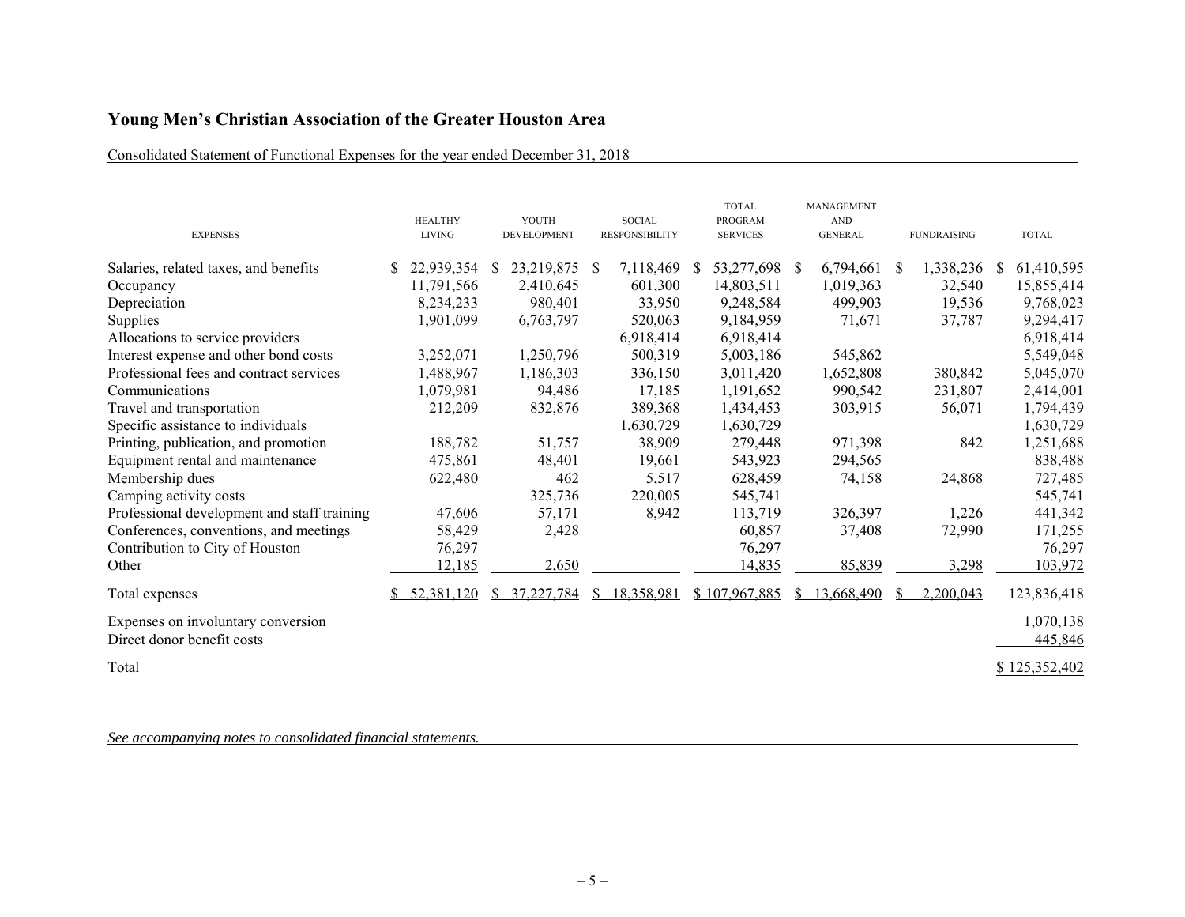## Young Men's Christian Association of the Greater Houston Area

Consolidated Statement of Functional Expenses for the year ended December 31, 2018

| EXPENSES | HEALTHY LIVING | YOUTH DEVELOPMENT | SOCIAL RESPONSIBILITY | TOTAL PROGRAM SERVICES | MANAGEMENT AND GENERAL | FUNDRAISING | TOTAL |
|---|---|---|---|---|---|---|---|
| Salaries, related taxes, and benefits | $ 22,939,354 | $ 23,219,875 | $ 7,118,469 | $ 53,277,698 | $ 6,794,661 | $ 1,338,236 | $ 61,410,595 |
| Occupancy | 11,791,566 | 2,410,645 | 601,300 | 14,803,511 | 1,019,363 | 32,540 | 15,855,414 |
| Depreciation | 8,234,233 | 980,401 | 33,950 | 9,248,584 | 499,903 | 19,536 | 9,768,023 |
| Supplies | 1,901,099 | 6,763,797 | 520,063 | 9,184,959 | 71,671 | 37,787 | 9,294,417 |
| Allocations to service providers | | | 6,918,414 | 6,918,414 | | | 6,918,414 |
| Interest expense and other bond costs | 3,252,071 | 1,250,796 | 500,319 | 5,003,186 | 545,862 | | 5,549,048 |
| Professional fees and contract services | 1,488,967 | 1,186,303 | 336,150 | 3,011,420 | 1,652,808 | 380,842 | 5,045,070 |
| Communications | 1,079,981 | 94,486 | 17,185 | 1,191,652 | 990,542 | 231,807 | 2,414,001 |
| Travel and transportation | 212,209 | 832,876 | 389,368 | 1,434,453 | 303,915 | 56,071 | 1,794,439 |
| Specific assistance to individuals | | | 1,630,729 | 1,630,729 | | | 1,630,729 |
| Printing, publication, and promotion | 188,782 | 51,757 | 38,909 | 279,448 | 971,398 | 842 | 1,251,688 |
| Equipment rental and maintenance | 475,861 | 48,401 | 19,661 | 543,923 | 294,565 | | 838,488 |
| Membership dues | 622,480 | 462 | 5,517 | 628,459 | 74,158 | 24,868 | 727,485 |
| Camping activity costs | | 325,736 | 220,005 | 545,741 | | | 545,741 |
| Professional development and staff training | 47,606 | 57,171 | 8,942 | 113,719 | 326,397 | 1,226 | 441,342 |
| Conferences, conventions, and meetings | 58,429 | 2,428 | | 60,857 | 37,408 | 72,990 | 171,255 |
| Contribution to City of Houston | 76,297 | | | 76,297 | | | 76,297 |
| Other | 12,185 | 2,650 | | 14,835 | 85,839 | 3,298 | 103,972 |
| Total expenses | $ 52,381,120 | $ 37,227,784 | $ 18,358,981 | $ 107,967,885 | $ 13,668,490 | $ 2,200,043 | 123,836,418 |
| Expenses on involuntary conversion | | | | | | | 1,070,138 |
| Direct donor benefit costs | | | | | | | 445,846 |
| Total | | | | | | | $ 125,352,402 |

*See accompanying notes to consolidated financial statements.*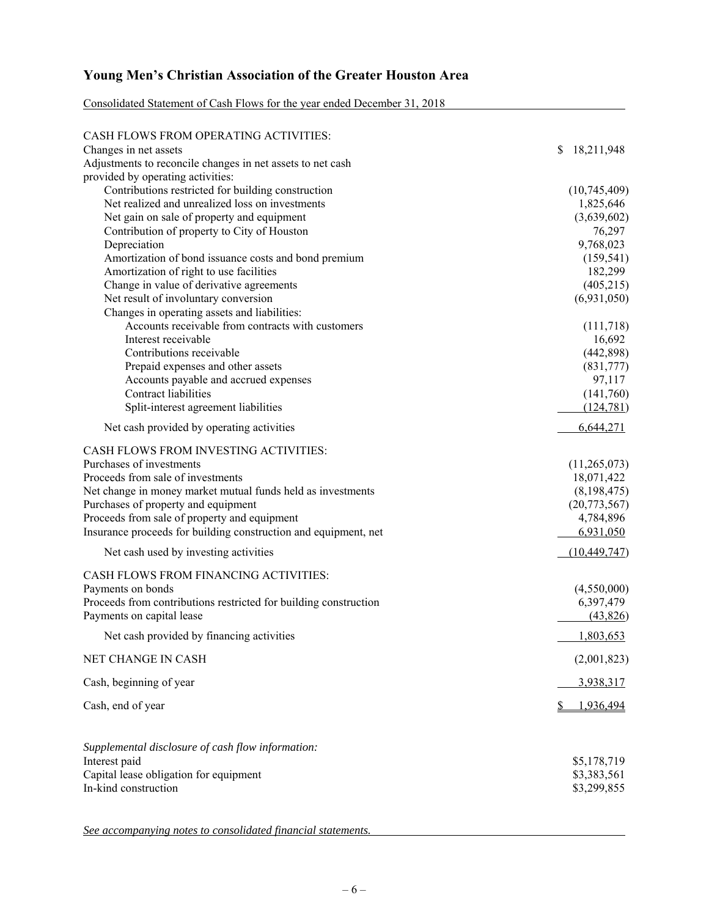# Young Men's Christian Association of the Greater Houston Area

Consolidated Statement of Cash Flows for the year ended December 31, 2018

| | |
|---|---|
| CASH FLOWS FROM OPERATING ACTIVITIES: | |
| Changes in net assets | $ 18,211,948 |
| Adjustments to reconcile changes in net assets to net cash provided by operating activities: | |
| Contributions restricted for building construction | (10,745,409) |
| Net realized and unrealized loss on investments | 1,825,646 |
| Net gain on sale of property and equipment | (3,639,602) |
| Contribution of property to City of Houston | 76,297 |
| Depreciation | 9,768,023 |
| Amortization of bond issuance costs and bond premium | (159,541) |
| Amortization of right to use facilities | 182,299 |
| Change in value of derivative agreements | (405,215) |
| Net result of involuntary conversion | (6,931,050) |
| Changes in operating assets and liabilities: | |
| Accounts receivable from contracts with customers | (111,718) |
| Interest receivable | 16,692 |
| Contributions receivable | (442,898) |
| Prepaid expenses and other assets | (831,777) |
| Accounts payable and accrued expenses | 97,117 |
| Contract liabilities | (141,760) |
| Split-interest agreement liabilities | (124,781) |
| Net cash provided by operating activities | 6,644,271 |
| CASH FLOWS FROM INVESTING ACTIVITIES: | |
| Purchases of investments | (11,265,073) |
| Proceeds from sale of investments | 18,071,422 |
| Net change in money market mutual funds held as investments | (8,198,475) |
| Purchases of property and equipment | (20,773,567) |
| Proceeds from sale of property and equipment | 4,784,896 |
| Insurance proceeds for building construction and equipment, net | 6,931,050 |
| Net cash used by investing activities | (10,449,747) |
| CASH FLOWS FROM FINANCING ACTIVITIES: | |
| Payments on bonds | (4,550,000) |
| Proceeds from contributions restricted for building construction | 6,397,479 |
| Payments on capital lease | (43,826) |
| Net cash provided by financing activities | 1,803,653 |
| NET CHANGE IN CASH | (2,001,823) |
| Cash, beginning of year | 3,938,317 |
| Cash, end of year | $ 1,936,494 |

*Supplemental disclosure of cash flow information:*

| | |
|---|---|
| Interest paid | $5,178,719 |
| Capital lease obligation for equipment | $3,383,561 |
| In-kind construction | $3,299,855 |

*See accompanying notes to consolidated financial statements.*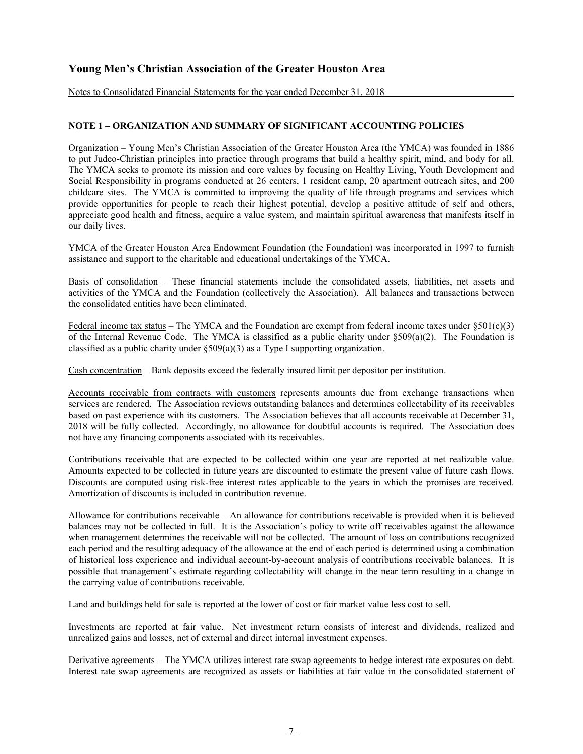## Young Men's Christian Association of the Greater Houston Area

Notes to Consolidated Financial Statements for the year ended December 31, 2018

### NOTE 1 – ORGANIZATION AND SUMMARY OF SIGNIFICANT ACCOUNTING POLICIES

Organization – Young Men's Christian Association of the Greater Houston Area (the YMCA) was founded in 1886 to put Judeo-Christian principles into practice through programs that build a healthy spirit, mind, and body for all. The YMCA seeks to promote its mission and core values by focusing on Healthy Living, Youth Development and Social Responsibility in programs conducted at 26 centers, 1 resident camp, 20 apartment outreach sites, and 200 childcare sites. The YMCA is committed to improving the quality of life through programs and services which provide opportunities for people to reach their highest potential, develop a positive attitude of self and others, appreciate good health and fitness, acquire a value system, and maintain spiritual awareness that manifests itself in our daily lives.

YMCA of the Greater Houston Area Endowment Foundation (the Foundation) was incorporated in 1997 to furnish assistance and support to the charitable and educational undertakings of the YMCA.

Basis of consolidation – These financial statements include the consolidated assets, liabilities, net assets and activities of the YMCA and the Foundation (collectively the Association). All balances and transactions between the consolidated entities have been eliminated.

Federal income tax status – The YMCA and the Foundation are exempt from federal income taxes under §501(c)(3) of the Internal Revenue Code. The YMCA is classified as a public charity under §509(a)(2). The Foundation is classified as a public charity under §509(a)(3) as a Type I supporting organization.

Cash concentration – Bank deposits exceed the federally insured limit per depositor per institution.

Accounts receivable from contracts with customers represents amounts due from exchange transactions when services are rendered. The Association reviews outstanding balances and determines collectability of its receivables based on past experience with its customers. The Association believes that all accounts receivable at December 31, 2018 will be fully collected. Accordingly, no allowance for doubtful accounts is required. The Association does not have any financing components associated with its receivables.

Contributions receivable that are expected to be collected within one year are reported at net realizable value. Amounts expected to be collected in future years are discounted to estimate the present value of future cash flows. Discounts are computed using risk-free interest rates applicable to the years in which the promises are received. Amortization of discounts is included in contribution revenue.

Allowance for contributions receivable – An allowance for contributions receivable is provided when it is believed balances may not be collected in full. It is the Association's policy to write off receivables against the allowance when management determines the receivable will not be collected. The amount of loss on contributions recognized each period and the resulting adequacy of the allowance at the end of each period is determined using a combination of historical loss experience and individual account-by-account analysis of contributions receivable balances. It is possible that management's estimate regarding collectability will change in the near term resulting in a change in the carrying value of contributions receivable.

Land and buildings held for sale is reported at the lower of cost or fair market value less cost to sell.

Investments are reported at fair value. Net investment return consists of interest and dividends, realized and unrealized gains and losses, net of external and direct internal investment expenses.

Derivative agreements – The YMCA utilizes interest rate swap agreements to hedge interest rate exposures on debt. Interest rate swap agreements are recognized as assets or liabilities at fair value in the consolidated statement of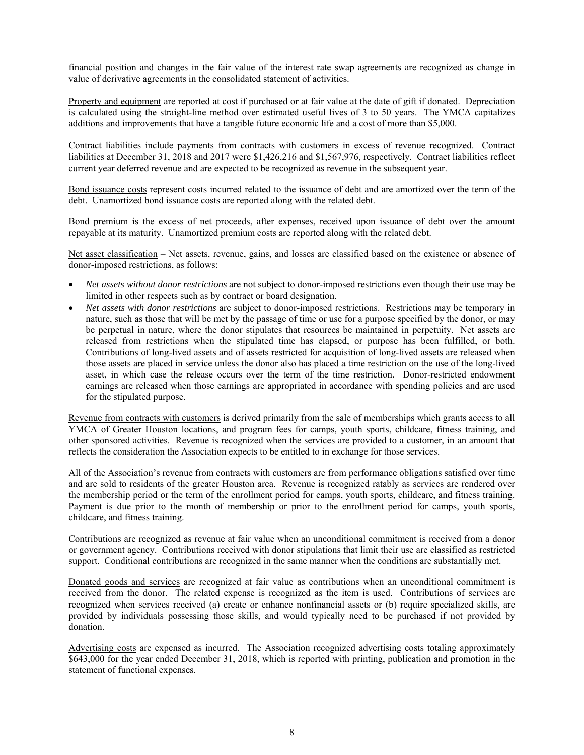financial position and changes in the fair value of the interest rate swap agreements are recognized as change in value of derivative agreements in the consolidated statement of activities.

Property and equipment are reported at cost if purchased or at fair value at the date of gift if donated. Depreciation is calculated using the straight-line method over estimated useful lives of 3 to 50 years. The YMCA capitalizes additions and improvements that have a tangible future economic life and a cost of more than $5,000.

Contract liabilities include payments from contracts with customers in excess of revenue recognized. Contract liabilities at December 31, 2018 and 2017 were $1,426,216 and $1,567,976, respectively. Contract liabilities reflect current year deferred revenue and are expected to be recognized as revenue in the subsequent year.

Bond issuance costs represent costs incurred related to the issuance of debt and are amortized over the term of the debt. Unamortized bond issuance costs are reported along with the related debt.

Bond premium is the excess of net proceeds, after expenses, received upon issuance of debt over the amount repayable at its maturity. Unamortized premium costs are reported along with the related debt.

Net asset classification – Net assets, revenue, gains, and losses are classified based on the existence or absence of donor-imposed restrictions, as follows:

- *Net assets without donor restrictions* are not subject to donor-imposed restrictions even though their use may be limited in other respects such as by contract or board designation.
- *Net assets with donor restrictions* are subject to donor-imposed restrictions. Restrictions may be temporary in nature, such as those that will be met by the passage of time or use for a purpose specified by the donor, or may be perpetual in nature, where the donor stipulates that resources be maintained in perpetuity. Net assets are released from restrictions when the stipulated time has elapsed, or purpose has been fulfilled, or both. Contributions of long-lived assets and of assets restricted for acquisition of long-lived assets are released when those assets are placed in service unless the donor also has placed a time restriction on the use of the long-lived asset, in which case the release occurs over the term of the time restriction. Donor-restricted endowment earnings are released when those earnings are appropriated in accordance with spending policies and are used for the stipulated purpose.

Revenue from contracts with customers is derived primarily from the sale of memberships which grants access to all YMCA of Greater Houston locations, and program fees for camps, youth sports, childcare, fitness training, and other sponsored activities. Revenue is recognized when the services are provided to a customer, in an amount that reflects the consideration the Association expects to be entitled to in exchange for those services.

All of the Association's revenue from contracts with customers are from performance obligations satisfied over time and are sold to residents of the greater Houston area. Revenue is recognized ratably as services are rendered over the membership period or the term of the enrollment period for camps, youth sports, childcare, and fitness training. Payment is due prior to the month of membership or prior to the enrollment period for camps, youth sports, childcare, and fitness training.

Contributions are recognized as revenue at fair value when an unconditional commitment is received from a donor or government agency. Contributions received with donor stipulations that limit their use are classified as restricted support. Conditional contributions are recognized in the same manner when the conditions are substantially met.

Donated goods and services are recognized at fair value as contributions when an unconditional commitment is received from the donor. The related expense is recognized as the item is used. Contributions of services are recognized when services received (a) create or enhance nonfinancial assets or (b) require specialized skills, are provided by individuals possessing those skills, and would typically need to be purchased if not provided by donation.

Advertising costs are expensed as incurred. The Association recognized advertising costs totaling approximately $643,000 for the year ended December 31, 2018, which is reported with printing, publication and promotion in the statement of functional expenses.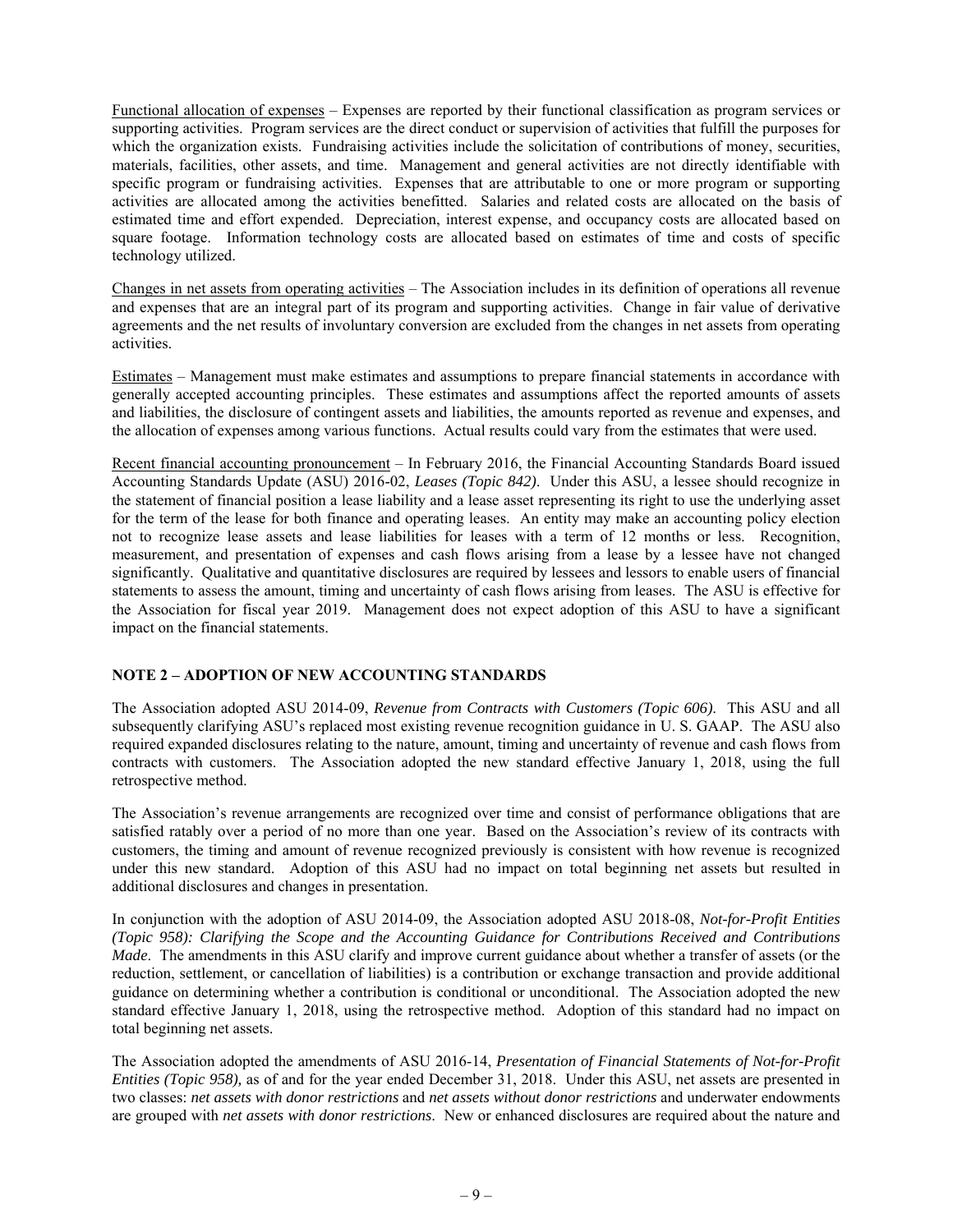<u>Functional allocation of expenses</u> – Expenses are reported by their functional classification as program services or supporting activities. Program services are the direct conduct or supervision of activities that fulfill the purposes for which the organization exists. Fundraising activities include the solicitation of contributions of money, securities, materials, facilities, other assets, and time. Management and general activities are not directly identifiable with specific program or fundraising activities. Expenses that are attributable to one or more program or supporting activities are allocated among the activities benefitted. Salaries and related costs are allocated on the basis of estimated time and effort expended. Depreciation, interest expense, and occupancy costs are allocated based on square footage. Information technology costs are allocated based on estimates of time and costs of specific technology utilized.

<u>Changes in net assets from operating activities</u> – The Association includes in its definition of operations all revenue and expenses that are an integral part of its program and supporting activities. Change in fair value of derivative agreements and the net results of involuntary conversion are excluded from the changes in net assets from operating activities.

<u>Estimates</u> – Management must make estimates and assumptions to prepare financial statements in accordance with generally accepted accounting principles. These estimates and assumptions affect the reported amounts of assets and liabilities, the disclosure of contingent assets and liabilities, the amounts reported as revenue and expenses, and the allocation of expenses among various functions. Actual results could vary from the estimates that were used.

<u>Recent financial accounting pronouncement</u> – In February 2016, the Financial Accounting Standards Board issued Accounting Standards Update (ASU) 2016-02, *Leases (Topic 842)*. Under this ASU, a lessee should recognize in the statement of financial position a lease liability and a lease asset representing its right to use the underlying asset for the term of the lease for both finance and operating leases. An entity may make an accounting policy election not to recognize lease assets and lease liabilities for leases with a term of 12 months or less. Recognition, measurement, and presentation of expenses and cash flows arising from a lease by a lessee have not changed significantly. Qualitative and quantitative disclosures are required by lessees and lessors to enable users of financial statements to assess the amount, timing and uncertainty of cash flows arising from leases. The ASU is effective for the Association for fiscal year 2019. Management does not expect adoption of this ASU to have a significant impact on the financial statements.

## NOTE 2 – ADOPTION OF NEW ACCOUNTING STANDARDS

The Association adopted ASU 2014-09, *Revenue from Contracts with Customers (Topic 606)*. This ASU and all subsequently clarifying ASU's replaced most existing revenue recognition guidance in U. S. GAAP. The ASU also required expanded disclosures relating to the nature, amount, timing and uncertainty of revenue and cash flows from contracts with customers. The Association adopted the new standard effective January 1, 2018, using the full retrospective method.

The Association's revenue arrangements are recognized over time and consist of performance obligations that are satisfied ratably over a period of no more than one year. Based on the Association's review of its contracts with customers, the timing and amount of revenue recognized previously is consistent with how revenue is recognized under this new standard. Adoption of this ASU had no impact on total beginning net assets but resulted in additional disclosures and changes in presentation.

In conjunction with the adoption of ASU 2014-09, the Association adopted ASU 2018-08, *Not-for-Profit Entities (Topic 958): Clarifying the Scope and the Accounting Guidance for Contributions Received and Contributions Made*. The amendments in this ASU clarify and improve current guidance about whether a transfer of assets (or the reduction, settlement, or cancellation of liabilities) is a contribution or exchange transaction and provide additional guidance on determining whether a contribution is conditional or unconditional. The Association adopted the new standard effective January 1, 2018, using the retrospective method. Adoption of this standard had no impact on total beginning net assets.

The Association adopted the amendments of ASU 2016-14, *Presentation of Financial Statements of Not-for-Profit Entities (Topic 958),* as of and for the year ended December 31, 2018. Under this ASU, net assets are presented in two classes: *net assets with donor restrictions* and *net assets without donor restrictions* and underwater endowments are grouped with *net assets with donor restrictions*. New or enhanced disclosures are required about the nature and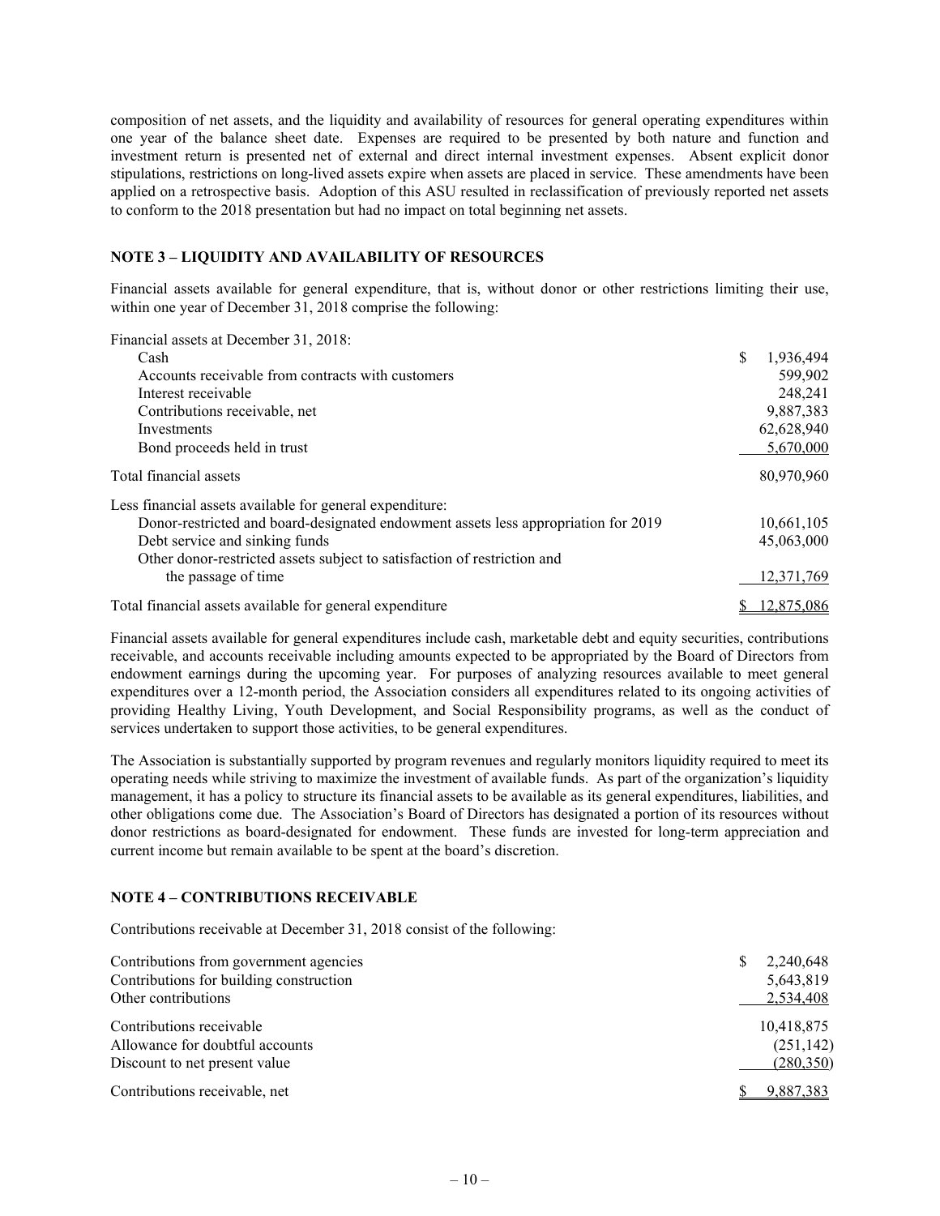composition of net assets, and the liquidity and availability of resources for general operating expenditures within one year of the balance sheet date. Expenses are required to be presented by both nature and function and investment return is presented net of external and direct internal investment expenses. Absent explicit donor stipulations, restrictions on long-lived assets expire when assets are placed in service. These amendments have been applied on a retrospective basis. Adoption of this ASU resulted in reclassification of previously reported net assets to conform to the 2018 presentation but had no impact on total beginning net assets.

**NOTE 3 – LIQUIDITY AND AVAILABILITY OF RESOURCES**

Financial assets available for general expenditure, that is, without donor or other restrictions limiting their use, within one year of December 31, 2018 comprise the following:

| | |
|---|---|
| Financial assets at December 31, 2018: | |
| Cash | $ 1,936,494 |
| Accounts receivable from contracts with customers | 599,902 |
| Interest receivable | 248,241 |
| Contributions receivable, net | 9,887,383 |
| Investments | 62,628,940 |
| Bond proceeds held in trust | 5,670,000 |
| Total financial assets | 80,970,960 |
| Less financial assets available for general expenditure: | |
| Donor-restricted and board-designated endowment assets less appropriation for 2019 | 10,661,105 |
| Debt service and sinking funds | 45,063,000 |
| Other donor-restricted assets subject to satisfaction of restriction and the passage of time | 12,371,769 |
| Total financial assets available for general expenditure | $ 12,875,086 |

Financial assets available for general expenditures include cash, marketable debt and equity securities, contributions receivable, and accounts receivable including amounts expected to be appropriated by the Board of Directors from endowment earnings during the upcoming year. For purposes of analyzing resources available to meet general expenditures over a 12-month period, the Association considers all expenditures related to its ongoing activities of providing Healthy Living, Youth Development, and Social Responsibility programs, as well as the conduct of services undertaken to support those activities, to be general expenditures.

The Association is substantially supported by program revenues and regularly monitors liquidity required to meet its operating needs while striving to maximize the investment of available funds. As part of the organization's liquidity management, it has a policy to structure its financial assets to be available as its general expenditures, liabilities, and other obligations come due. The Association's Board of Directors has designated a portion of its resources without donor restrictions as board-designated for endowment. These funds are invested for long-term appreciation and current income but remain available to be spent at the board's discretion.

**NOTE 4 – CONTRIBUTIONS RECEIVABLE**

Contributions receivable at December 31, 2018 consist of the following:

| | |
|---|---|
| Contributions from government agencies | $ 2,240,648 |
| Contributions for building construction | 5,643,819 |
| Other contributions | 2,534,408 |
| Contributions receivable | 10,418,875 |
| Allowance for doubtful accounts | (251,142) |
| Discount to net present value | (280,350) |
| Contributions receivable, net | $ 9,887,383 |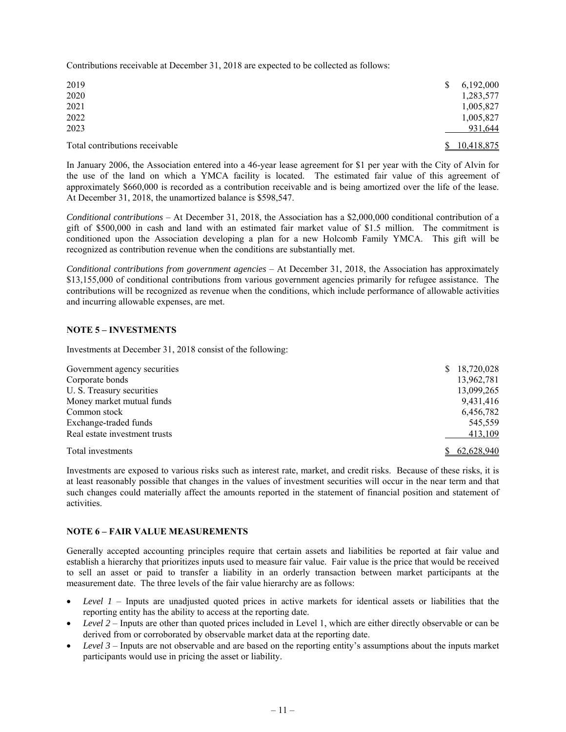Contributions receivable at December 31, 2018 are expected to be collected as follows:

| | |
|---|---|
| 2019 | $ 6,192,000 |
| 2020 | 1,283,577 |
| 2021 | 1,005,827 |
| 2022 | 1,005,827 |
| 2023 | 931,644 |
| Total contributions receivable | $ 10,418,875 |

In January 2006, the Association entered into a 46-year lease agreement for $1 per year with the City of Alvin for the use of the land on which a YMCA facility is located. The estimated fair value of this agreement of approximately $660,000 is recorded as a contribution receivable and is being amortized over the life of the lease. At December 31, 2018, the unamortized balance is $598,547.

*Conditional contributions* – At December 31, 2018, the Association has a $2,000,000 conditional contribution of a gift of $500,000 in cash and land with an estimated fair market value of $1.5 million. The commitment is conditioned upon the Association developing a plan for a new Holcomb Family YMCA. This gift will be recognized as contribution revenue when the conditions are substantially met.

*Conditional contributions from government agencies* – At December 31, 2018, the Association has approximately $13,155,000 of conditional contributions from various government agencies primarily for refugee assistance. The contributions will be recognized as revenue when the conditions, which include performance of allowable activities and incurring allowable expenses, are met.

## NOTE 5 – INVESTMENTS

Investments at December 31, 2018 consist of the following:

| | |
|---|---|
| Government agency securities | $ 18,720,028 |
| Corporate bonds | 13,962,781 |
| U. S. Treasury securities | 13,099,265 |
| Money market mutual funds | 9,431,416 |
| Common stock | 6,456,782 |
| Exchange-traded funds | 545,559 |
| Real estate investment trusts | 413,109 |
| Total investments | $ 62,628,940 |

Investments are exposed to various risks such as interest rate, market, and credit risks. Because of these risks, it is at least reasonably possible that changes in the values of investment securities will occur in the near term and that such changes could materially affect the amounts reported in the statement of financial position and statement of activities.

## NOTE 6 – FAIR VALUE MEASUREMENTS

Generally accepted accounting principles require that certain assets and liabilities be reported at fair value and establish a hierarchy that prioritizes inputs used to measure fair value. Fair value is the price that would be received to sell an asset or paid to transfer a liability in an orderly transaction between market participants at the measurement date. The three levels of the fair value hierarchy are as follows:

- *Level 1* – Inputs are unadjusted quoted prices in active markets for identical assets or liabilities that the reporting entity has the ability to access at the reporting date.
- *Level 2* – Inputs are other than quoted prices included in Level 1, which are either directly observable or can be derived from or corroborated by observable market data at the reporting date.
- *Level 3* – Inputs are not observable and are based on the reporting entity's assumptions about the inputs market participants would use in pricing the asset or liability.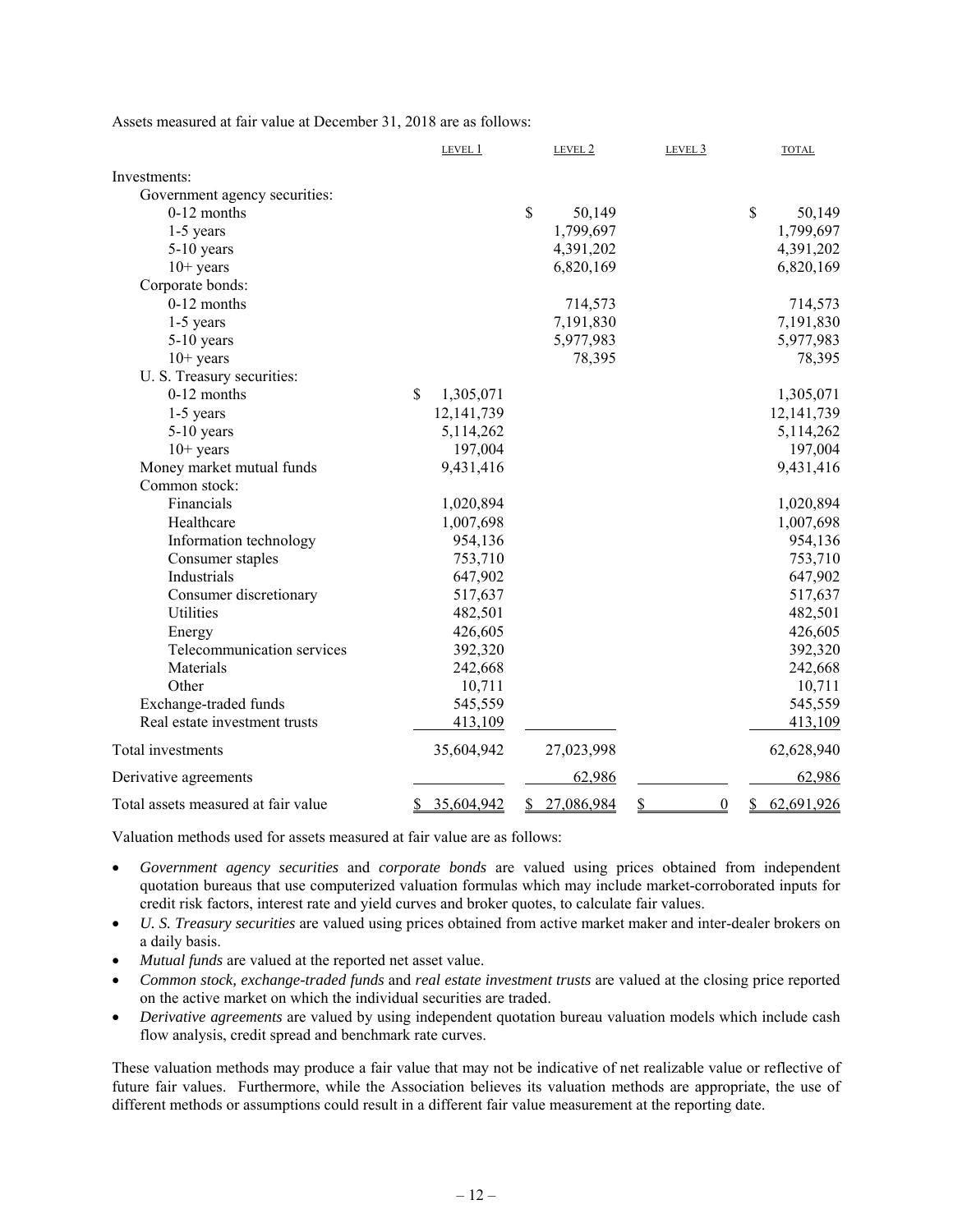Assets measured at fair value at December 31, 2018 are as follows:

| | LEVEL 1 | LEVEL 2 | LEVEL 3 | TOTAL |
|---|---|---|---|---|
| Investments: | | | | |
| Government agency securities: | | | | |
| 0-12 months | | $ 50,149 | | $ 50,149 |
| 1-5 years | | 1,799,697 | | 1,799,697 |
| 5-10 years | | 4,391,202 | | 4,391,202 |
| 10+ years | | 6,820,169 | | 6,820,169 |
| Corporate bonds: | | | | |
| 0-12 months | | 714,573 | | 714,573 |
| 1-5 years | | 7,191,830 | | 7,191,830 |
| 5-10 years | | 5,977,983 | | 5,977,983 |
| 10+ years | | 78,395 | | 78,395 |
| U. S. Treasury securities: | | | | |
| 0-12 months | $ 1,305,071 | | | 1,305,071 |
| 1-5 years | 12,141,739 | | | 12,141,739 |
| 5-10 years | 5,114,262 | | | 5,114,262 |
| 10+ years | 197,004 | | | 197,004 |
| Money market mutual funds | 9,431,416 | | | 9,431,416 |
| Common stock: | | | | |
| Financials | 1,020,894 | | | 1,020,894 |
| Healthcare | 1,007,698 | | | 1,007,698 |
| Information technology | 954,136 | | | 954,136 |
| Consumer staples | 753,710 | | | 753,710 |
| Industrials | 647,902 | | | 647,902 |
| Consumer discretionary | 517,637 | | | 517,637 |
| Utilities | 482,501 | | | 482,501 |
| Energy | 426,605 | | | 426,605 |
| Telecommunication services | 392,320 | | | 392,320 |
| Materials | 242,668 | | | 242,668 |
| Other | 10,711 | | | 10,711 |
| Exchange-traded funds | 545,559 | | | 545,559 |
| Real estate investment trusts | 413,109 | | | 413,109 |
| Total investments | 35,604,942 | 27,023,998 | | 62,628,940 |
| Derivative agreements | | 62,986 | | 62,986 |
| Total assets measured at fair value | $ 35,604,942 | $ 27,086,984 | $ 0 | $ 62,691,926 |

Valuation methods used for assets measured at fair value are as follows:

- *Government agency securities* and *corporate bonds* are valued using prices obtained from independent quotation bureaus that use computerized valuation formulas which may include market-corroborated inputs for credit risk factors, interest rate and yield curves and broker quotes, to calculate fair values.
- *U. S. Treasury securities* are valued using prices obtained from active market maker and inter-dealer brokers on a daily basis.
- *Mutual funds* are valued at the reported net asset value.
- *Common stock, exchange-traded funds* and *real estate investment trusts* are valued at the closing price reported on the active market on which the individual securities are traded.
- *Derivative agreements* are valued by using independent quotation bureau valuation models which include cash flow analysis, credit spread and benchmark rate curves.

These valuation methods may produce a fair value that may not be indicative of net realizable value or reflective of future fair values. Furthermore, while the Association believes its valuation methods are appropriate, the use of different methods or assumptions could result in a different fair value measurement at the reporting date.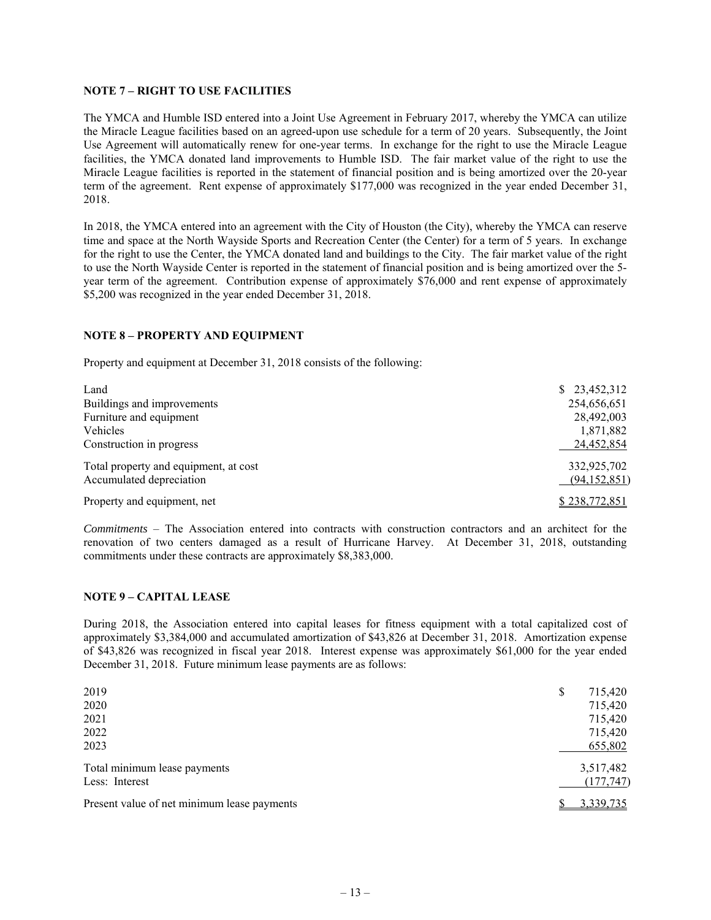## NOTE 7 – RIGHT TO USE FACILITIES

The YMCA and Humble ISD entered into a Joint Use Agreement in February 2017, whereby the YMCA can utilize the Miracle League facilities based on an agreed-upon use schedule for a term of 20 years. Subsequently, the Joint Use Agreement will automatically renew for one-year terms. In exchange for the right to use the Miracle League facilities, the YMCA donated land improvements to Humble ISD. The fair market value of the right to use the Miracle League facilities is reported in the statement of financial position and is being amortized over the 20-year term of the agreement. Rent expense of approximately $177,000 was recognized in the year ended December 31, 2018.

In 2018, the YMCA entered into an agreement with the City of Houston (the City), whereby the YMCA can reserve time and space at the North Wayside Sports and Recreation Center (the Center) for a term of 5 years. In exchange for the right to use the Center, the YMCA donated land and buildings to the City. The fair market value of the right to use the North Wayside Center is reported in the statement of financial position and is being amortized over the 5-year term of the agreement. Contribution expense of approximately $76,000 and rent expense of approximately $5,200 was recognized in the year ended December 31, 2018.

## NOTE 8 – PROPERTY AND EQUIPMENT

Property and equipment at December 31, 2018 consists of the following:

| | |
|---|---|
| Land | $ 23,452,312 |
| Buildings and improvements | 254,656,651 |
| Furniture and equipment | 28,492,003 |
| Vehicles | 1,871,882 |
| Construction in progress | 24,452,854 |
| Total property and equipment, at cost | 332,925,702 |
| Accumulated depreciation | (94,152,851) |
| Property and equipment, net | $ 238,772,851 |

*Commitments* – The Association entered into contracts with construction contractors and an architect for the renovation of two centers damaged as a result of Hurricane Harvey. At December 31, 2018, outstanding commitments under these contracts are approximately $8,383,000.

## NOTE 9 – CAPITAL LEASE

During 2018, the Association entered into capital leases for fitness equipment with a total capitalized cost of approximately $3,384,000 and accumulated amortization of $43,826 at December 31, 2018. Amortization expense of $43,826 was recognized in fiscal year 2018. Interest expense was approximately $61,000 for the year ended December 31, 2018. Future minimum lease payments are as follows:

| | |
|---|---|
| 2019 | $ 715,420 |
| 2020 | 715,420 |
| 2021 | 715,420 |
| 2022 | 715,420 |
| 2023 | 655,802 |
| Total minimum lease payments | 3,517,482 |
| Less: Interest | (177,747) |
| Present value of net minimum lease payments | $ 3,339,735 |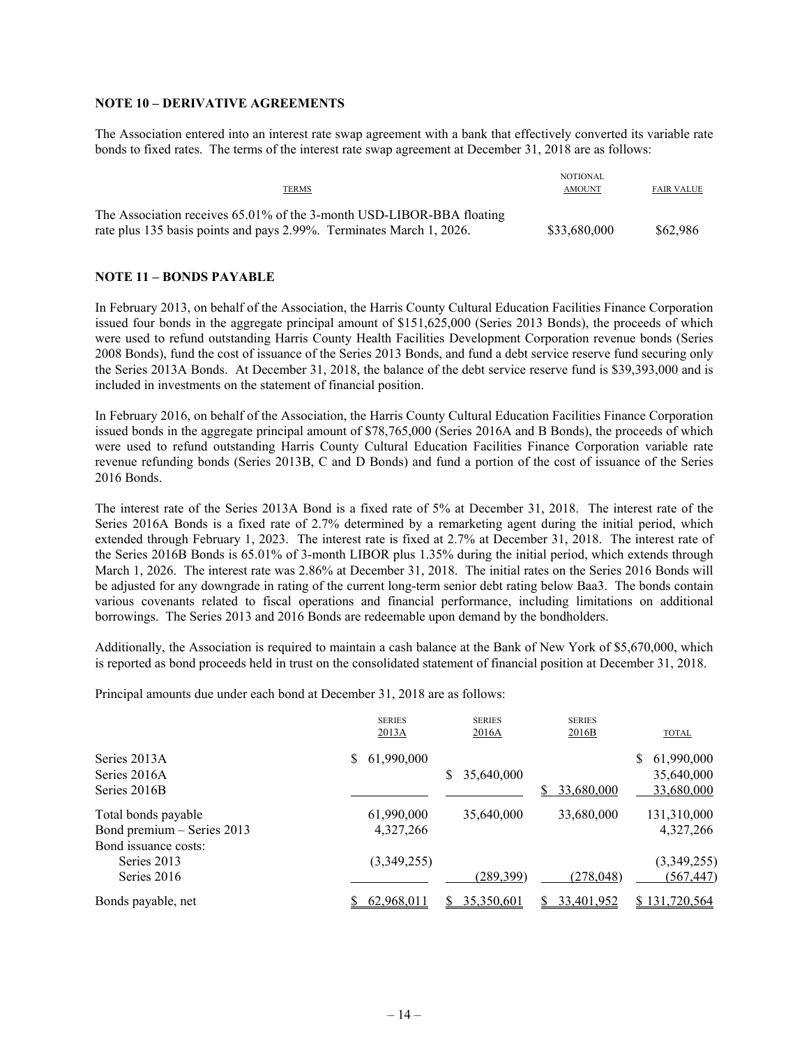**NOTE 10 – DERIVATIVE AGREEMENTS**

The Association entered into an interest rate swap agreement with a bank that effectively converted its variable rate bonds to fixed rates. The terms of the interest rate swap agreement at December 31, 2018 are as follows:

| TERMS | NOTIONAL AMOUNT | FAIR VALUE |
|---|---|---|
| The Association receives 65.01% of the 3-month USD-LIBOR-BBA floating rate plus 135 basis points and pays 2.99%. Terminates March 1, 2026. | $33,680,000 | $62,986 |

**NOTE 11 – BONDS PAYABLE**

In February 2013, on behalf of the Association, the Harris County Cultural Education Facilities Finance Corporation issued four bonds in the aggregate principal amount of $151,625,000 (Series 2013 Bonds), the proceeds of which were used to refund outstanding Harris County Health Facilities Development Corporation revenue bonds (Series 2008 Bonds), fund the cost of issuance of the Series 2013 Bonds, and fund a debt service reserve fund securing only the Series 2013A Bonds. At December 31, 2018, the balance of the debt service reserve fund is $39,393,000 and is included in investments on the statement of financial position.

In February 2016, on behalf of the Association, the Harris County Cultural Education Facilities Finance Corporation issued bonds in the aggregate principal amount of $78,765,000 (Series 2016A and B Bonds), the proceeds of which were used to refund outstanding Harris County Cultural Education Facilities Finance Corporation variable rate revenue refunding bonds (Series 2013B, C and D Bonds) and fund a portion of the cost of issuance of the Series 2016 Bonds.

The interest rate of the Series 2013A Bond is a fixed rate of 5% at December 31, 2018. The interest rate of the Series 2016A Bonds is a fixed rate of 2.7% determined by a remarketing agent during the initial period, which extended through February 1, 2023. The interest rate is fixed at 2.7% at December 31, 2018. The interest rate of the Series 2016B Bonds is 65.01% of 3-month LIBOR plus 1.35% during the initial period, which extends through March 1, 2026. The interest rate was 2.86% at December 31, 2018. The initial rates on the Series 2016 Bonds will be adjusted for any downgrade in rating of the current long-term senior debt rating below Baa3. The bonds contain various covenants related to fiscal operations and financial performance, including limitations on additional borrowings. The Series 2013 and 2016 Bonds are redeemable upon demand by the bondholders.

Additionally, the Association is required to maintain a cash balance at the Bank of New York of $5,670,000, which is reported as bond proceeds held in trust on the consolidated statement of financial position at December 31, 2018.

Principal amounts due under each bond at December 31, 2018 are as follows:

| | SERIES 2013A | SERIES 2016A | SERIES 2016B | TOTAL |
|---|---|---|---|---|
| Series 2013A | $ 61,990,000 | | | $ 61,990,000 |
| Series 2016A | | $ 35,640,000 | | 35,640,000 |
| Series 2016B | | | $ 33,680,000 | 33,680,000 |
| Total bonds payable | 61,990,000 | 35,640,000 | 33,680,000 | 131,310,000 |
| Bond premium – Series 2013 | 4,327,266 | | | 4,327,266 |
| Bond issuance costs: | | | | |
| Series 2013 | (3,349,255) | | | (3,349,255) |
| Series 2016 | | (289,399) | (278,048) | (567,447) |
| Bonds payable, net | $ 62,968,011 | $ 35,350,601 | $ 33,401,952 | $ 131,720,564 |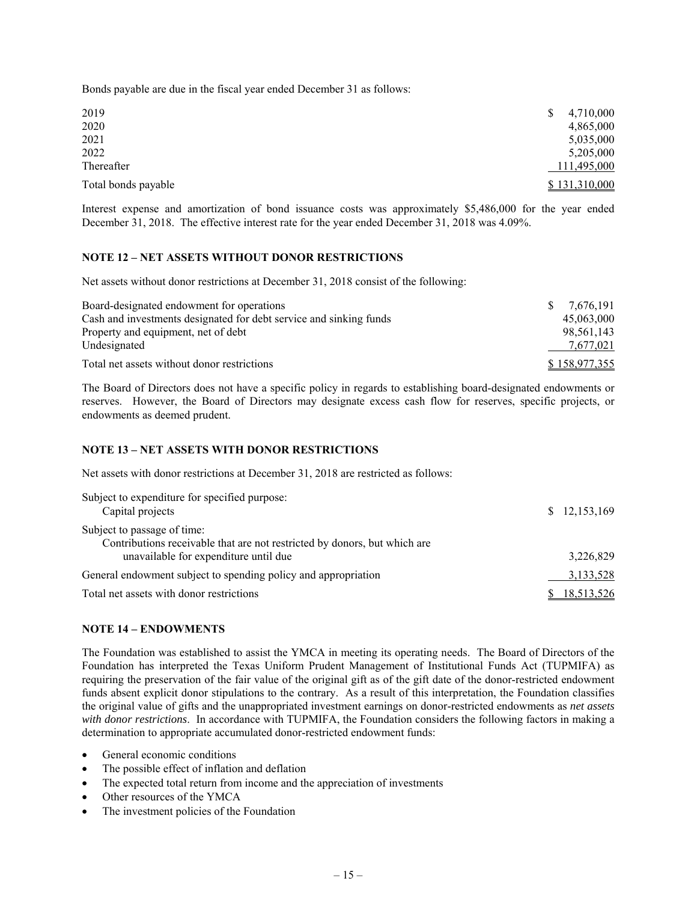Bonds payable are due in the fiscal year ended December 31 as follows:

| | |
|---|---|
| 2019 | $ 4,710,000 |
| 2020 | 4,865,000 |
| 2021 | 5,035,000 |
| 2022 | 5,205,000 |
| Thereafter | 111,495,000 |
| Total bonds payable | $ 131,310,000 |

Interest expense and amortization of bond issuance costs was approximately $5,486,000 for the year ended December 31, 2018. The effective interest rate for the year ended December 31, 2018 was 4.09%.

### NOTE 12 – NET ASSETS WITHOUT DONOR RESTRICTIONS

Net assets without donor restrictions at December 31, 2018 consist of the following:

| | |
|---|---|
| Board-designated endowment for operations | $ 7,676,191 |
| Cash and investments designated for debt service and sinking funds | 45,063,000 |
| Property and equipment, net of debt | 98,561,143 |
| Undesignated | 7,677,021 |
| Total net assets without donor restrictions | $ 158,977,355 |

The Board of Directors does not have a specific policy in regards to establishing board-designated endowments or reserves. However, the Board of Directors may designate excess cash flow for reserves, specific projects, or endowments as deemed prudent.

### NOTE 13 – NET ASSETS WITH DONOR RESTRICTIONS

Net assets with donor restrictions at December 31, 2018 are restricted as follows:

| | |
|---|---|
| Subject to expenditure for specified purpose: | |
| Capital projects | $ 12,153,169 |
| Subject to passage of time: | |
| Contributions receivable that are not restricted by donors, but which are unavailable for expenditure until due | 3,226,829 |
| General endowment subject to spending policy and appropriation | 3,133,528 |
| Total net assets with donor restrictions | $ 18,513,526 |

### NOTE 14 – ENDOWMENTS

The Foundation was established to assist the YMCA in meeting its operating needs. The Board of Directors of the Foundation has interpreted the Texas Uniform Prudent Management of Institutional Funds Act (TUPMIFA) as requiring the preservation of the fair value of the original gift as of the gift date of the donor-restricted endowment funds absent explicit donor stipulations to the contrary. As a result of this interpretation, the Foundation classifies the original value of gifts and the unappropriated investment earnings on donor-restricted endowments as *net assets with donor restrictions*. In accordance with TUPMIFA, the Foundation considers the following factors in making a determination to appropriate accumulated donor-restricted endowment funds:

- General economic conditions
- The possible effect of inflation and deflation
- The expected total return from income and the appreciation of investments
- Other resources of the YMCA
- The investment policies of the Foundation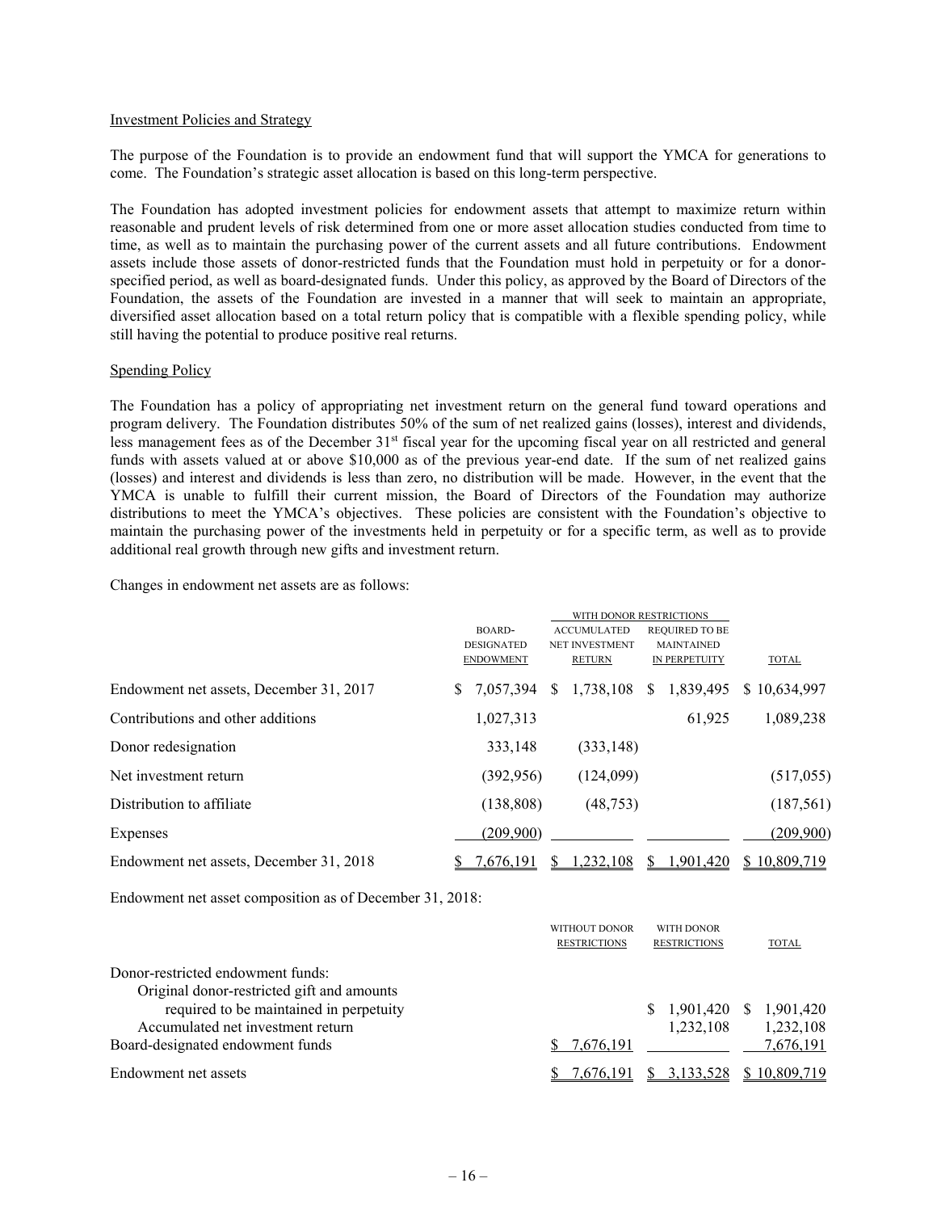### Investment Policies and Strategy

The purpose of the Foundation is to provide an endowment fund that will support the YMCA for generations to come. The Foundation's strategic asset allocation is based on this long-term perspective.

The Foundation has adopted investment policies for endowment assets that attempt to maximize return within reasonable and prudent levels of risk determined from one or more asset allocation studies conducted from time to time, as well as to maintain the purchasing power of the current assets and all future contributions. Endowment assets include those assets of donor-restricted funds that the Foundation must hold in perpetuity or for a donor-specified period, as well as board-designated funds. Under this policy, as approved by the Board of Directors of the Foundation, the assets of the Foundation are invested in a manner that will seek to maintain an appropriate, diversified asset allocation based on a total return policy that is compatible with a flexible spending policy, while still having the potential to produce positive real returns.

### Spending Policy

The Foundation has a policy of appropriating net investment return on the general fund toward operations and program delivery. The Foundation distributes 50% of the sum of net realized gains (losses), interest and dividends, less management fees as of the December 31st fiscal year for the upcoming fiscal year on all restricted and general funds with assets valued at or above \$10,000 as of the previous year-end date. If the sum of net realized gains (losses) and interest and dividends is less than zero, no distribution will be made. However, in the event that the YMCA is unable to fulfill their current mission, the Board of Directors of the Foundation may authorize distributions to meet the YMCA's objectives. These policies are consistent with the Foundation's objective to maintain the purchasing power of the investments held in perpetuity or for a specific term, as well as to provide additional real growth through new gifts and investment return.

Changes in endowment net assets are as follows:

| | | WITH DONOR RESTRICTIONS | | |
|---|---|---|---|---|
| | BOARD-DESIGNATED ENDOWMENT | ACCUMULATED NET INVESTMENT RETURN | REQUIRED TO BE MAINTAINED IN PERPETUITY | TOTAL |
| Endowment net assets, December 31, 2017 | $ 7,057,394 | $ 1,738,108 | $ 1,839,495 | $ 10,634,997 |
| Contributions and other additions | 1,027,313 | | 61,925 | 1,089,238 |
| Donor redesignation | 333,148 | (333,148) | | |
| Net investment return | (392,956) | (124,099) | | (517,055) |
| Distribution to affiliate | (138,808) | (48,753) | | (187,561) |
| Expenses | (209,900) | | | (209,900) |
| Endowment net assets, December 31, 2018 | $ 7,676,191 | $ 1,232,108 | $ 1,901,420 | $ 10,809,719 |

Endowment net asset composition as of December 31, 2018:

| | WITHOUT DONOR RESTRICTIONS | WITH DONOR RESTRICTIONS | TOTAL |
|---|---|---|---|
| Donor-restricted endowment funds: | | | |
| Original donor-restricted gift and amounts required to be maintained in perpetuity | | $ 1,901,420 | $ 1,901,420 |
| Accumulated net investment return | | 1,232,108 | 1,232,108 |
| Board-designated endowment funds | $ 7,676,191 | | 7,676,191 |
| Endowment net assets | $ 7,676,191 | $ 3,133,528 | $ 10,809,719 |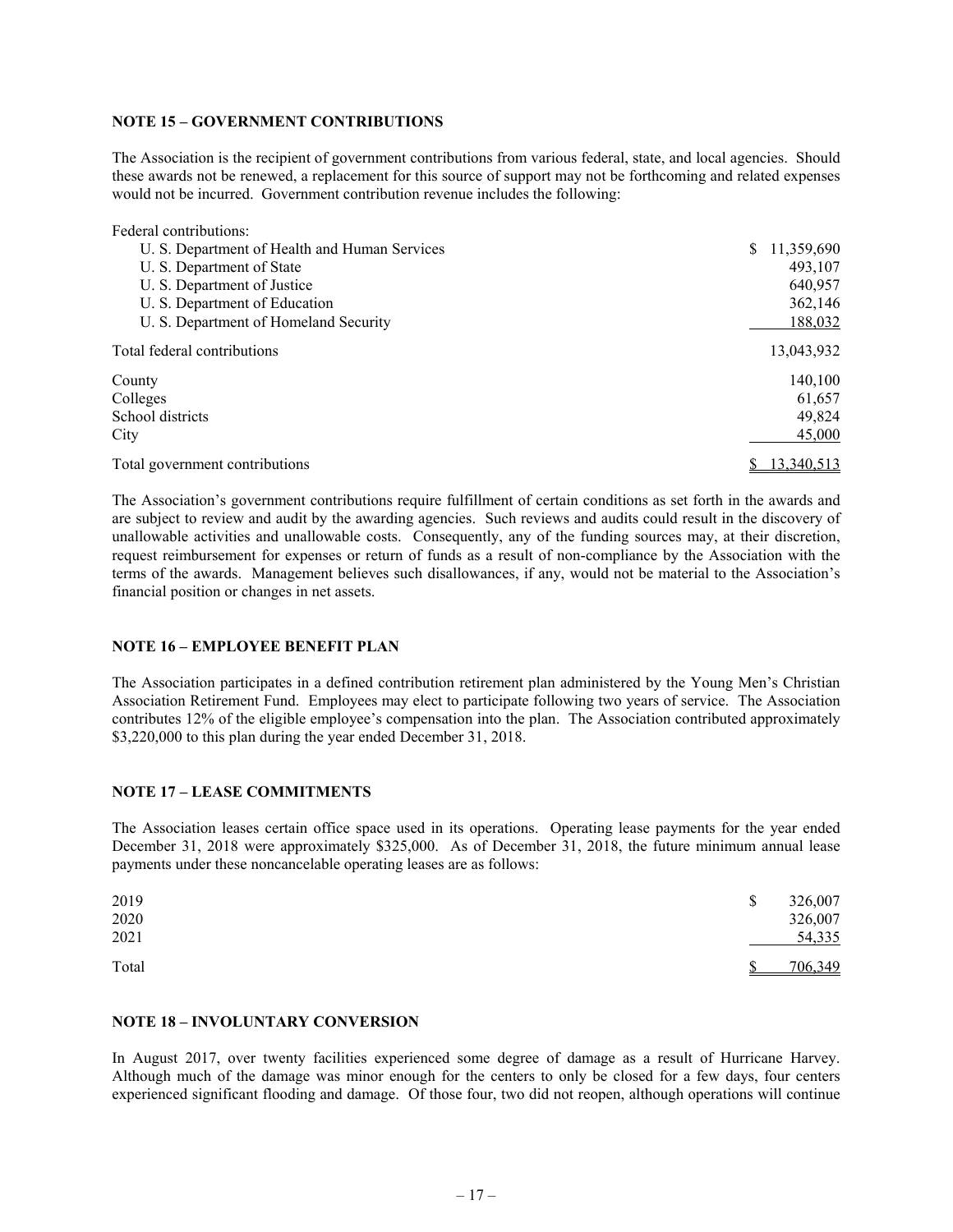### NOTE 15 – GOVERNMENT CONTRIBUTIONS

The Association is the recipient of government contributions from various federal, state, and local agencies. Should these awards not be renewed, a replacement for this source of support may not be forthcoming and related expenses would not be incurred. Government contribution revenue includes the following:

| | |
|---|---|
| Federal contributions: | |
| U. S. Department of Health and Human Services | $ 11,359,690 |
| U. S. Department of State | 493,107 |
| U. S. Department of Justice | 640,957 |
| U. S. Department of Education | 362,146 |
| U. S. Department of Homeland Security | 188,032 |
| Total federal contributions | 13,043,932 |
| County | 140,100 |
| Colleges | 61,657 |
| School districts | 49,824 |
| City | 45,000 |
| Total government contributions | $ 13,340,513 |

The Association's government contributions require fulfillment of certain conditions as set forth in the awards and are subject to review and audit by the awarding agencies. Such reviews and audits could result in the discovery of unallowable activities and unallowable costs. Consequently, any of the funding sources may, at their discretion, request reimbursement for expenses or return of funds as a result of non-compliance by the Association with the terms of the awards. Management believes such disallowances, if any, would not be material to the Association's financial position or changes in net assets.

### NOTE 16 – EMPLOYEE BENEFIT PLAN

The Association participates in a defined contribution retirement plan administered by the Young Men's Christian Association Retirement Fund. Employees may elect to participate following two years of service. The Association contributes 12% of the eligible employee's compensation into the plan. The Association contributed approximately $3,220,000 to this plan during the year ended December 31, 2018.

### NOTE 17 – LEASE COMMITMENTS

The Association leases certain office space used in its operations. Operating lease payments for the year ended December 31, 2018 were approximately $325,000. As of December 31, 2018, the future minimum annual lease payments under these noncancelable operating leases are as follows:

| | |
|---|---|
| 2019 | $ 326,007 |
| 2020 | 326,007 |
| 2021 | 54,335 |
| Total | $ 706,349 |

### NOTE 18 – INVOLUNTARY CONVERSION

In August 2017, over twenty facilities experienced some degree of damage as a result of Hurricane Harvey. Although much of the damage was minor enough for the centers to only be closed for a few days, four centers experienced significant flooding and damage. Of those four, two did not reopen, although operations will continue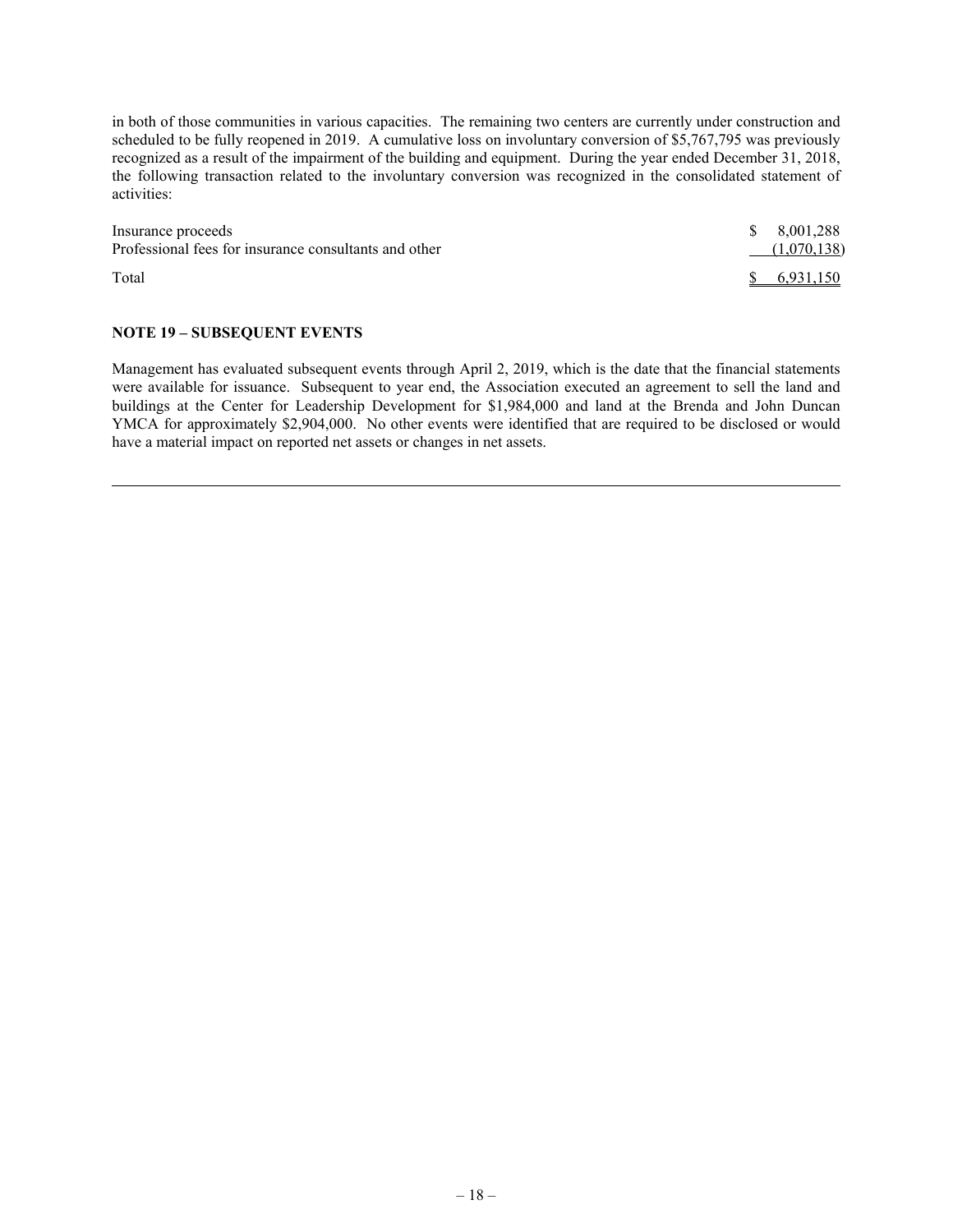in both of those communities in various capacities. The remaining two centers are currently under construction and scheduled to be fully reopened in 2019. A cumulative loss on involuntary conversion of $5,767,795 was previously recognized as a result of the impairment of the building and equipment. During the year ended December 31, 2018, the following transaction related to the involuntary conversion was recognized in the consolidated statement of activities:

| | |
|---|---|
| Insurance proceeds | $ 8,001,288 |
| Professional fees for insurance consultants and other | (1,070,138) |
| Total | $ 6,931,150 |

**NOTE 19 – SUBSEQUENT EVENTS**

Management has evaluated subsequent events through April 2, 2019, which is the date that the financial statements were available for issuance. Subsequent to year end, the Association executed an agreement to sell the land and buildings at the Center for Leadership Development for $1,984,000 and land at the Brenda and John Duncan YMCA for approximately $2,904,000. No other events were identified that are required to be disclosed or would have a material impact on reported net assets or changes in net assets.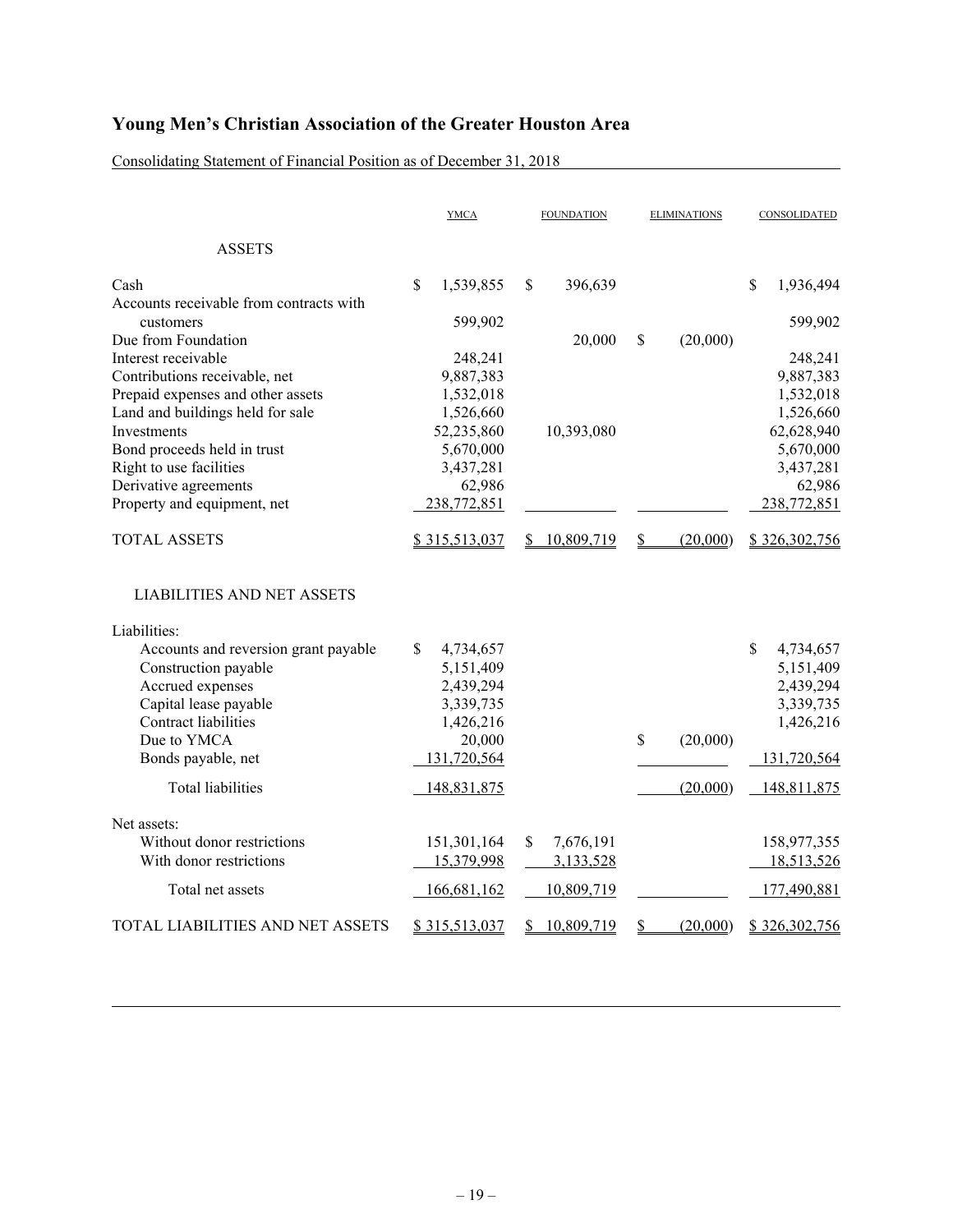# Young Men's Christian Association of the Greater Houston Area

Consolidating Statement of Financial Position as of December 31, 2018

| | YMCA | FOUNDATION | ELIMINATIONS | CONSOLIDATED |
|---|---|---|---|---|
| **ASSETS** | | | | |
| Cash | $ 1,539,855 | $ 396,639 | | $ 1,936,494 |
| Accounts receivable from contracts with customers | 599,902 | | | 599,902 |
| Due from Foundation | | 20,000 | $ (20,000) | |
| Interest receivable | 248,241 | | | 248,241 |
| Contributions receivable, net | 9,887,383 | | | 9,887,383 |
| Prepaid expenses and other assets | 1,532,018 | | | 1,532,018 |
| Land and buildings held for sale | 1,526,660 | | | 1,526,660 |
| Investments | 52,235,860 | 10,393,080 | | 62,628,940 |
| Bond proceeds held in trust | 5,670,000 | | | 5,670,000 |
| Right to use facilities | 3,437,281 | | | 3,437,281 |
| Derivative agreements | 62,986 | | | 62,986 |
| Property and equipment, net | 238,772,851 | | | 238,772,851 |
| TOTAL ASSETS | $ 315,513,037 | $ 10,809,719 | $ (20,000) | $ 326,302,756 |
| **LIABILITIES AND NET ASSETS** | | | | |
| Liabilities: | | | | |
| Accounts and reversion grant payable | $ 4,734,657 | | | $ 4,734,657 |
| Construction payable | 5,151,409 | | | 5,151,409 |
| Accrued expenses | 2,439,294 | | | 2,439,294 |
| Capital lease payable | 3,339,735 | | | 3,339,735 |
| Contract liabilities | 1,426,216 | | | 1,426,216 |
| Due to YMCA | 20,000 | | $ (20,000) | |
| Bonds payable, net | 131,720,564 | | | 131,720,564 |
| Total liabilities | 148,831,875 | | (20,000) | 148,811,875 |
| Net assets: | | | | |
| Without donor restrictions | 151,301,164 | $ 7,676,191 | | 158,977,355 |
| With donor restrictions | 15,379,998 | 3,133,528 | | 18,513,526 |
| Total net assets | 166,681,162 | 10,809,719 | | 177,490,881 |
| TOTAL LIABILITIES AND NET ASSETS | $ 315,513,037 | $ 10,809,719 | $ (20,000) | $ 326,302,756 |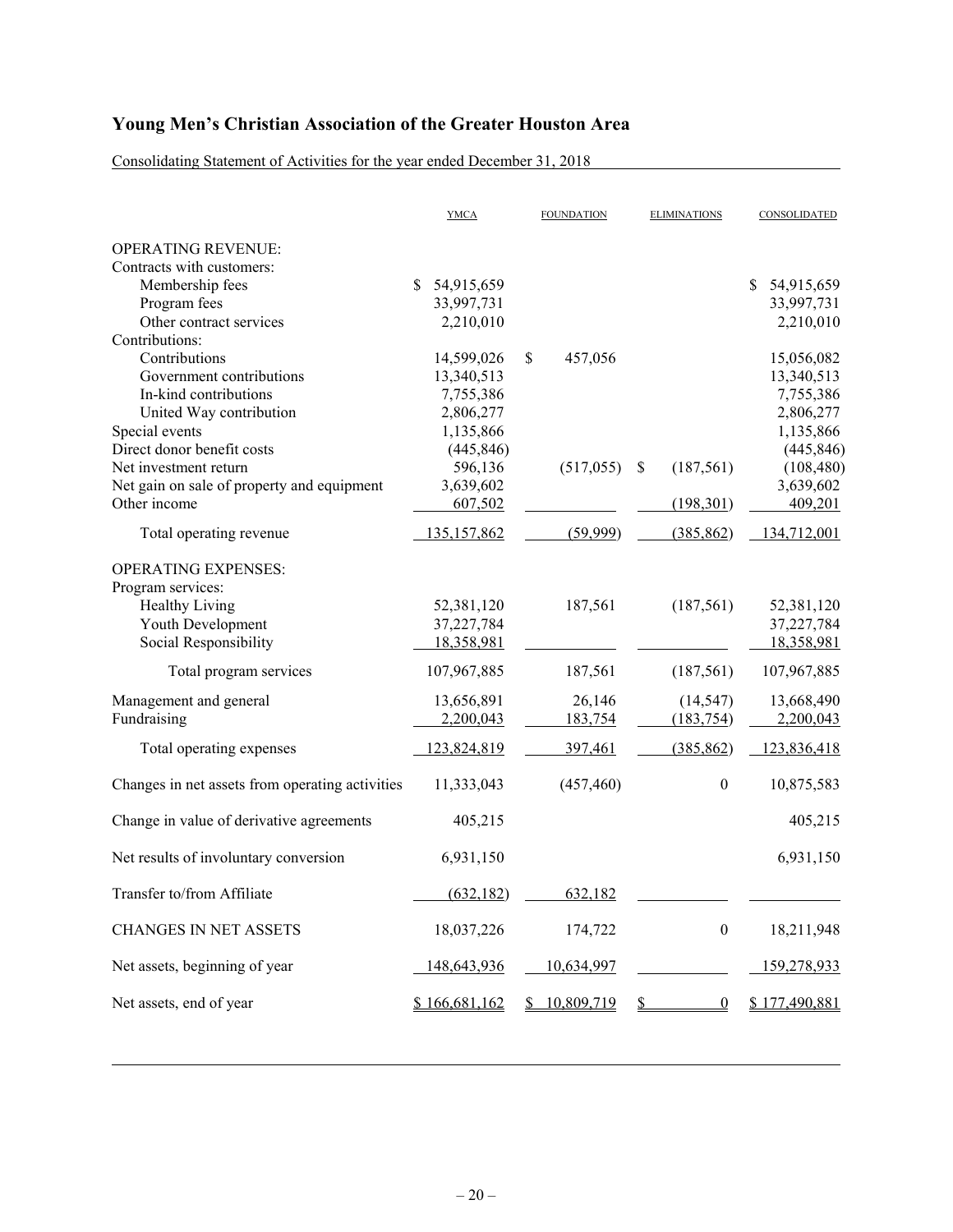# Young Men's Christian Association of the Greater Houston Area

Consolidating Statement of Activities for the year ended December 31, 2018

| | YMCA | FOUNDATION | ELIMINATIONS | CONSOLIDATED |
|---|---|---|---|---|
| OPERATING REVENUE: | | | | |
| Contracts with customers: | | | | |
| Membership fees | $ 54,915,659 | | | $ 54,915,659 |
| Program fees | 33,997,731 | | | 33,997,731 |
| Other contract services | 2,210,010 | | | 2,210,010 |
| Contributions: | | | | |
| Contributions | 14,599,026 | $ 457,056 | | 15,056,082 |
| Government contributions | 13,340,513 | | | 13,340,513 |
| In-kind contributions | 7,755,386 | | | 7,755,386 |
| United Way contribution | 2,806,277 | | | 2,806,277 |
| Special events | 1,135,866 | | | 1,135,866 |
| Direct donor benefit costs | (445,846) | | | (445,846) |
| Net investment return | 596,136 | (517,055) | $ (187,561) | (108,480) |
| Net gain on sale of property and equipment | 3,639,602 | | | 3,639,602 |
| Other income | 607,502 | | (198,301) | 409,201 |
| Total operating revenue | 135,157,862 | (59,999) | (385,862) | 134,712,001 |
| OPERATING EXPENSES: | | | | |
| Program services: | | | | |
| Healthy Living | 52,381,120 | 187,561 | (187,561) | 52,381,120 |
| Youth Development | 37,227,784 | | | 37,227,784 |
| Social Responsibility | 18,358,981 | | | 18,358,981 |
| Total program services | 107,967,885 | 187,561 | (187,561) | 107,967,885 |
| Management and general | 13,656,891 | 26,146 | (14,547) | 13,668,490 |
| Fundraising | 2,200,043 | 183,754 | (183,754) | 2,200,043 |
| Total operating expenses | 123,824,819 | 397,461 | (385,862) | 123,836,418 |
| Changes in net assets from operating activities | 11,333,043 | (457,460) | 0 | 10,875,583 |
| Change in value of derivative agreements | 405,215 | | | 405,215 |
| Net results of involuntary conversion | 6,931,150 | | | 6,931,150 |
| Transfer to/from Affiliate | (632,182) | 632,182 | | |
| CHANGES IN NET ASSETS | 18,037,226 | 174,722 | 0 | 18,211,948 |
| Net assets, beginning of year | 148,643,936 | 10,634,997 | | 159,278,933 |
| Net assets, end of year | $ 166,681,162 | $ 10,809,719 | $ 0 | $ 177,490,881 |